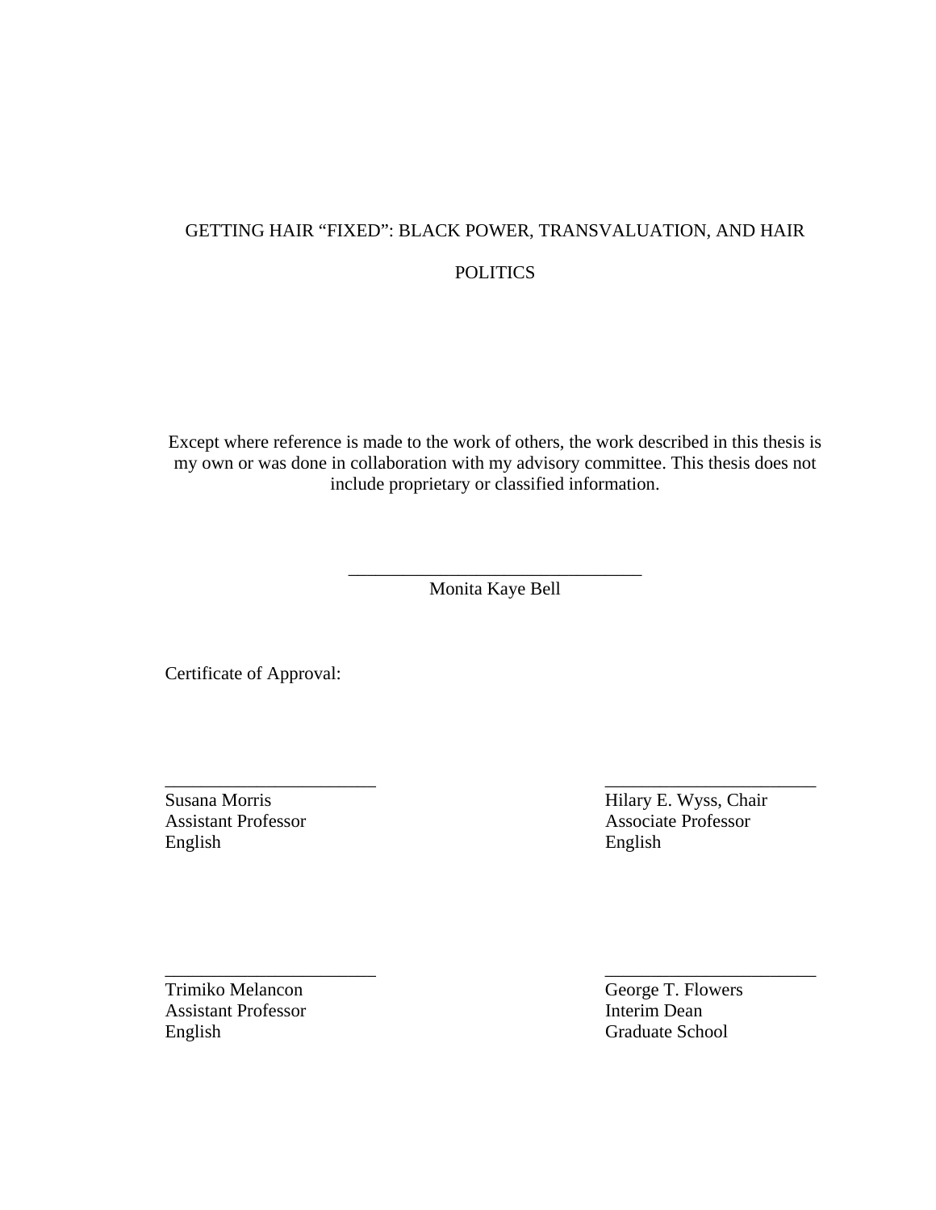# GETTING HAIR "FIXED": BLACK POWER, TRANSVALUATION, AND HAIR POLITICS

Except where reference is made to the work of others, the work described in this thesis is my own or was done in collaboration with my advisory committee. This thesis does not include proprietary or classified information.

\_\_\_\_\_\_\_\_\_\_\_\_\_\_\_\_\_\_\_\_\_\_\_\_\_\_\_\_\_\_\_\_

Monita Kaye Bell

Certificate of Approval:

\_\_\_\_\_\_\_\_\_\_\_\_\_\_\_\_\_\_\_\_\_\_\_\_

Susana Morris
Assistant Professor
English

\_\_\_\_\_\_\_\_\_\_\_\_\_\_\_\_\_\_\_\_\_\_\_\_

Hilary E. Wyss, Chair
Associate Professor
English

\_\_\_\_\_\_\_\_\_\_\_\_\_\_\_\_\_\_\_\_\_\_\_\_

Trimiko Melancon
Assistant Professor
English

\_\_\_\_\_\_\_\_\_\_\_\_\_\_\_\_\_\_\_\_\_\_\_\_

George T. Flowers
Interim Dean
Graduate School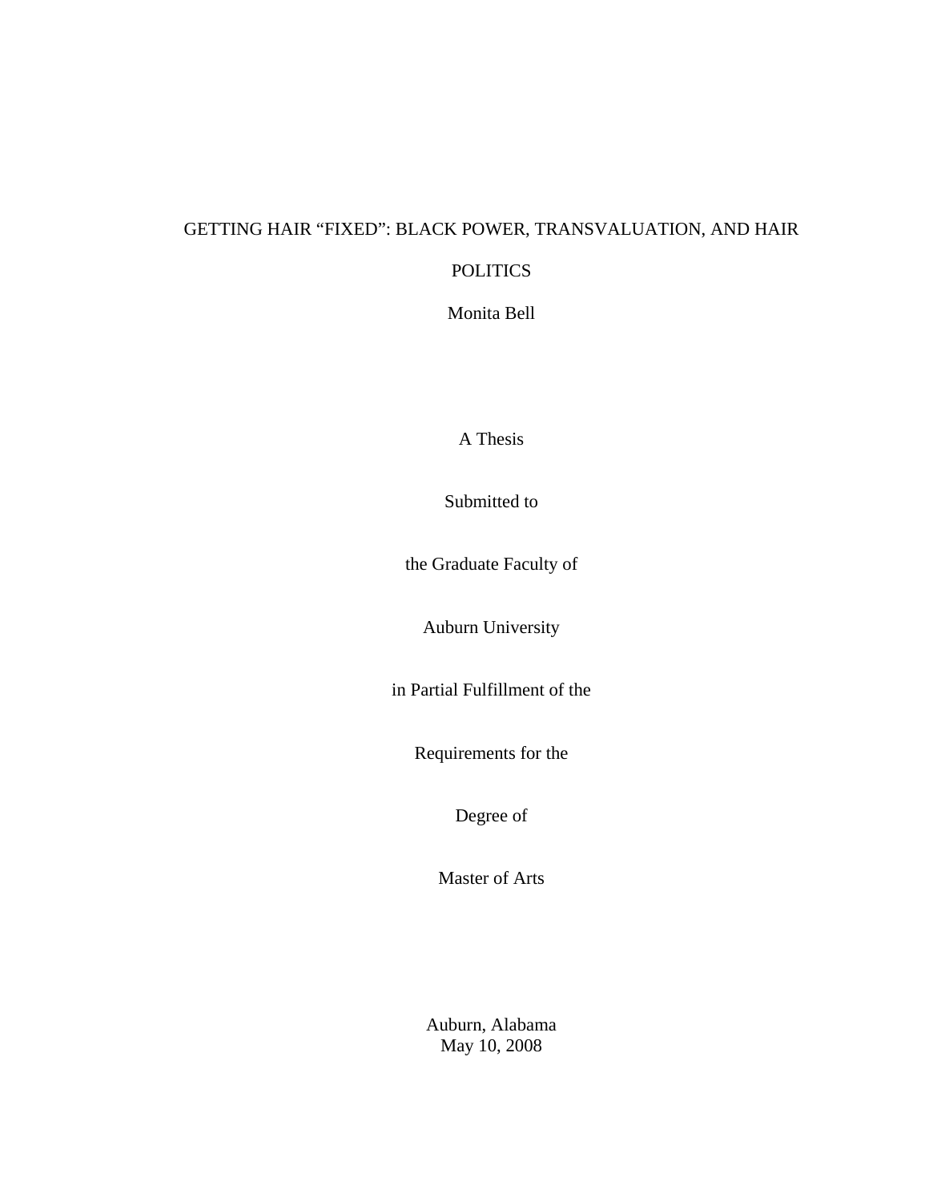# GETTING HAIR "FIXED": BLACK POWER, TRANSVALUATION, AND HAIR POLITICS

Monita Bell

A Thesis

Submitted to

the Graduate Faculty of

Auburn University

in Partial Fulfillment of the

Requirements for the

Degree of

Master of Arts

Auburn, Alabama
May 10, 2008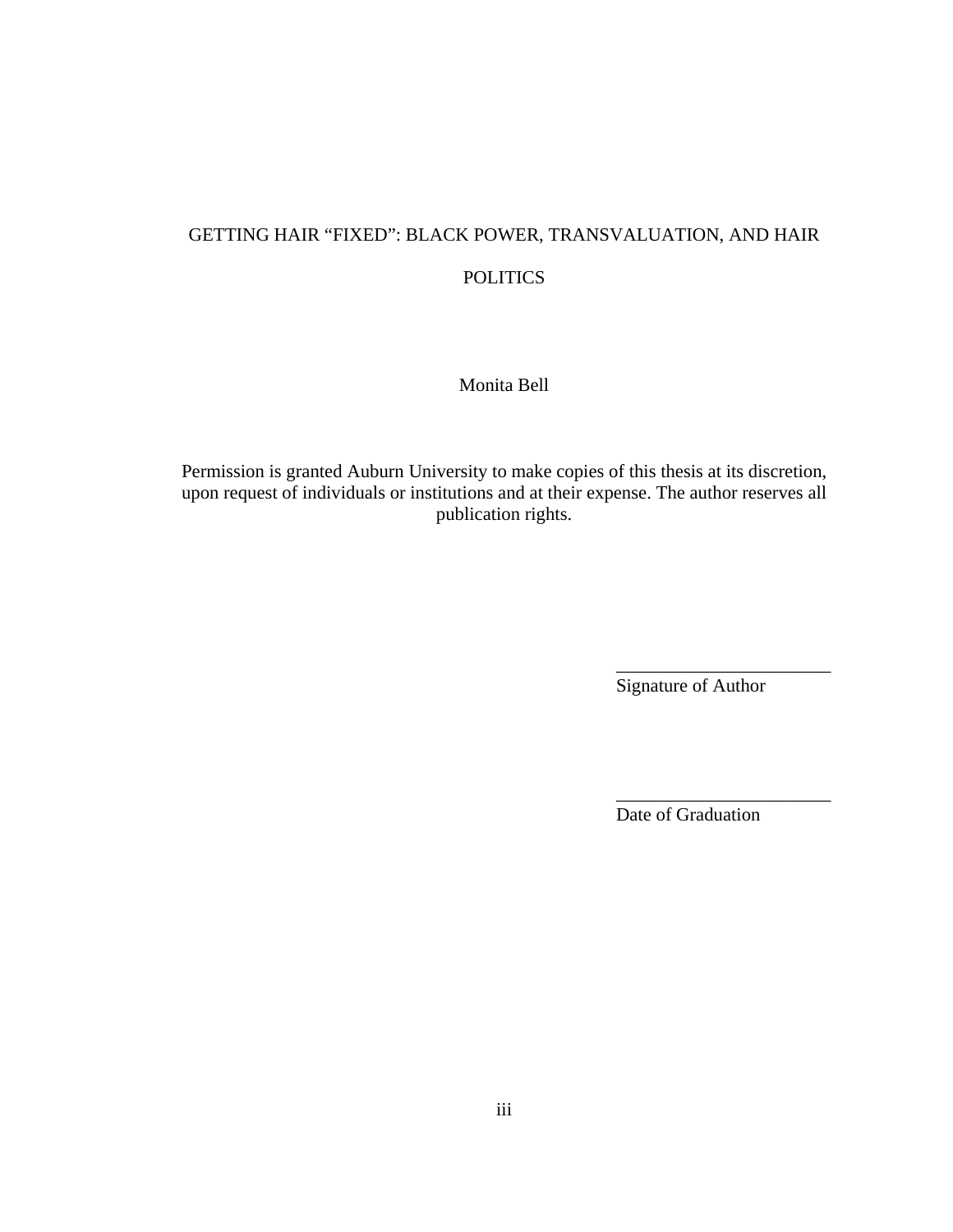GETTING HAIR “FIXED”: BLACK POWER, TRANSVALUATION, AND HAIR POLITICS

Monita Bell

Permission is granted Auburn University to make copies of this thesis at its discretion, upon request of individuals or institutions and at their expense. The author reserves all publication rights.

\_\_\_\_\_\_\_\_\_\_\_\_\_\_\_\_\_\_\_\_\_\_\_\_
Signature of Author

\_\_\_\_\_\_\_\_\_\_\_\_\_\_\_\_\_\_\_\_\_\_\_\_
Date of Graduation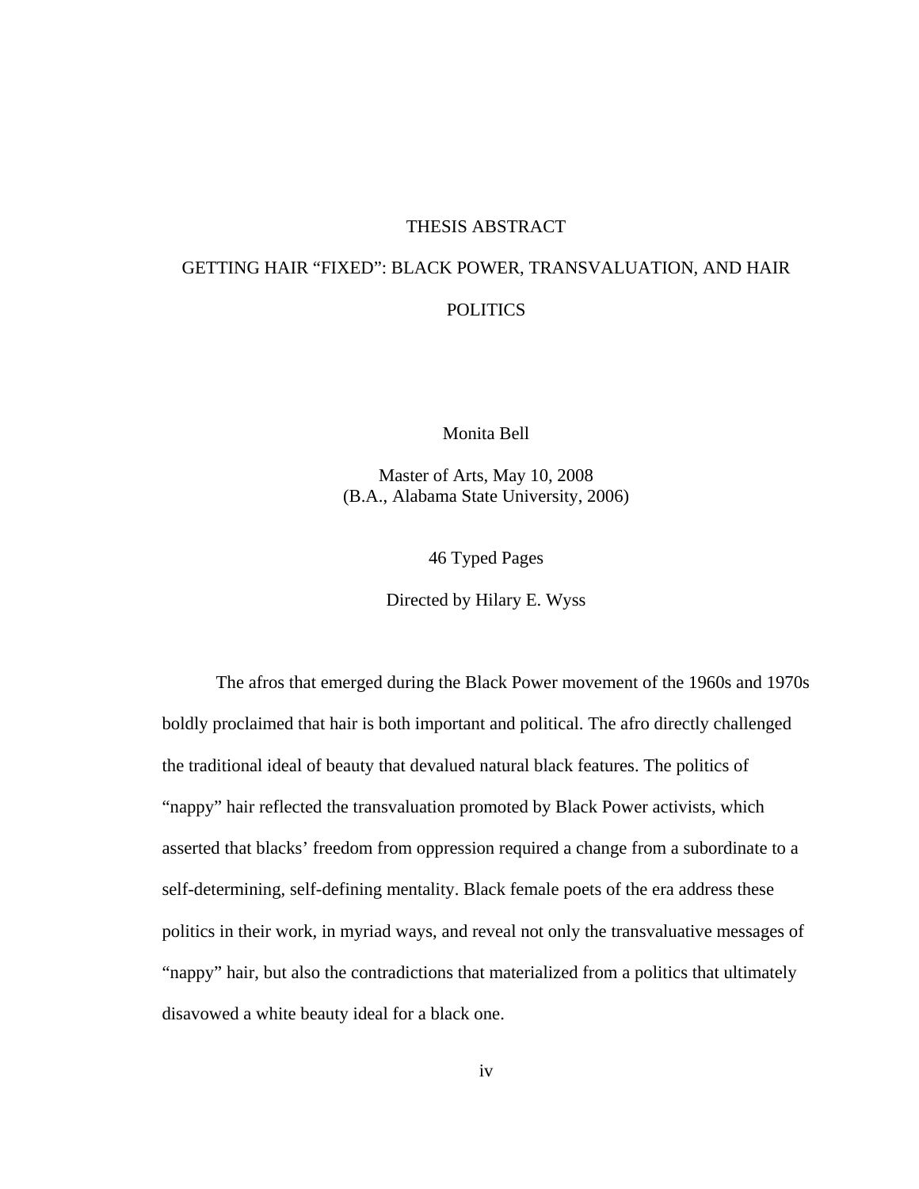# THESIS ABSTRACT

## GETTING HAIR "FIXED": BLACK POWER, TRANSVALUATION, AND HAIR POLITICS

Monita Bell

Master of Arts, May 10, 2008
(B.A., Alabama State University, 2006)

46 Typed Pages

Directed by Hilary E. Wyss

The afros that emerged during the Black Power movement of the 1960s and 1970s boldly proclaimed that hair is both important and political. The afro directly challenged the traditional ideal of beauty that devalued natural black features. The politics of "nappy" hair reflected the transvaluation promoted by Black Power activists, which asserted that blacks' freedom from oppression required a change from a subordinate to a self-determining, self-defining mentality. Black female poets of the era address these politics in their work, in myriad ways, and reveal not only the transvaluative messages of "nappy" hair, but also the contradictions that materialized from a politics that ultimately disavowed a white beauty ideal for a black one.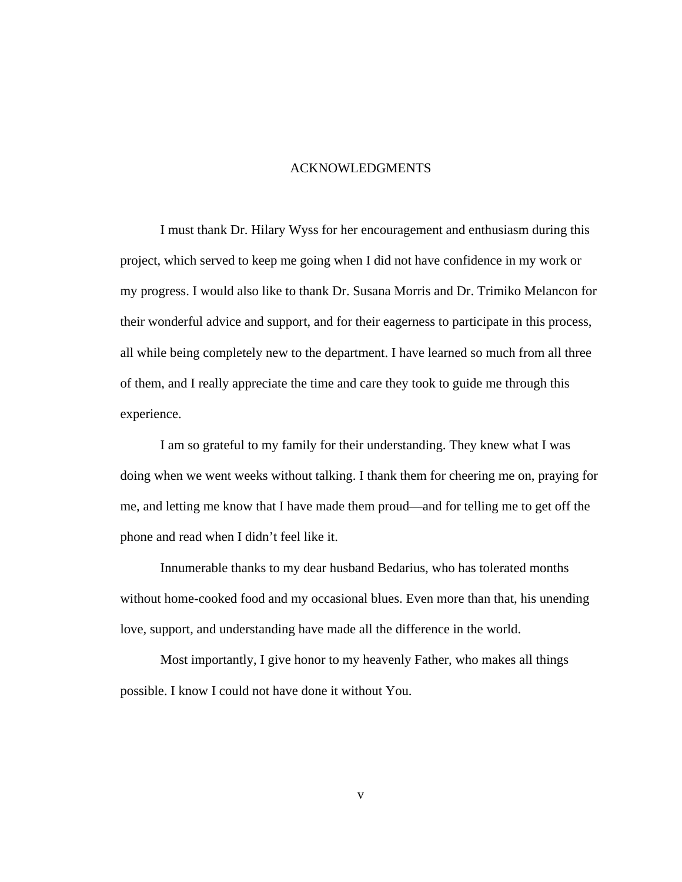# ACKNOWLEDGMENTS

I must thank Dr. Hilary Wyss for her encouragement and enthusiasm during this project, which served to keep me going when I did not have confidence in my work or my progress. I would also like to thank Dr. Susana Morris and Dr. Trimiko Melancon for their wonderful advice and support, and for their eagerness to participate in this process, all while being completely new to the department. I have learned so much from all three of them, and I really appreciate the time and care they took to guide me through this experience.

I am so grateful to my family for their understanding. They knew what I was doing when we went weeks without talking. I thank them for cheering me on, praying for me, and letting me know that I have made them proud—and for telling me to get off the phone and read when I didn't feel like it.

Innumerable thanks to my dear husband Bedarius, who has tolerated months without home-cooked food and my occasional blues. Even more than that, his unending love, support, and understanding have made all the difference in the world.

Most importantly, I give honor to my heavenly Father, who makes all things possible. I know I could not have done it without You.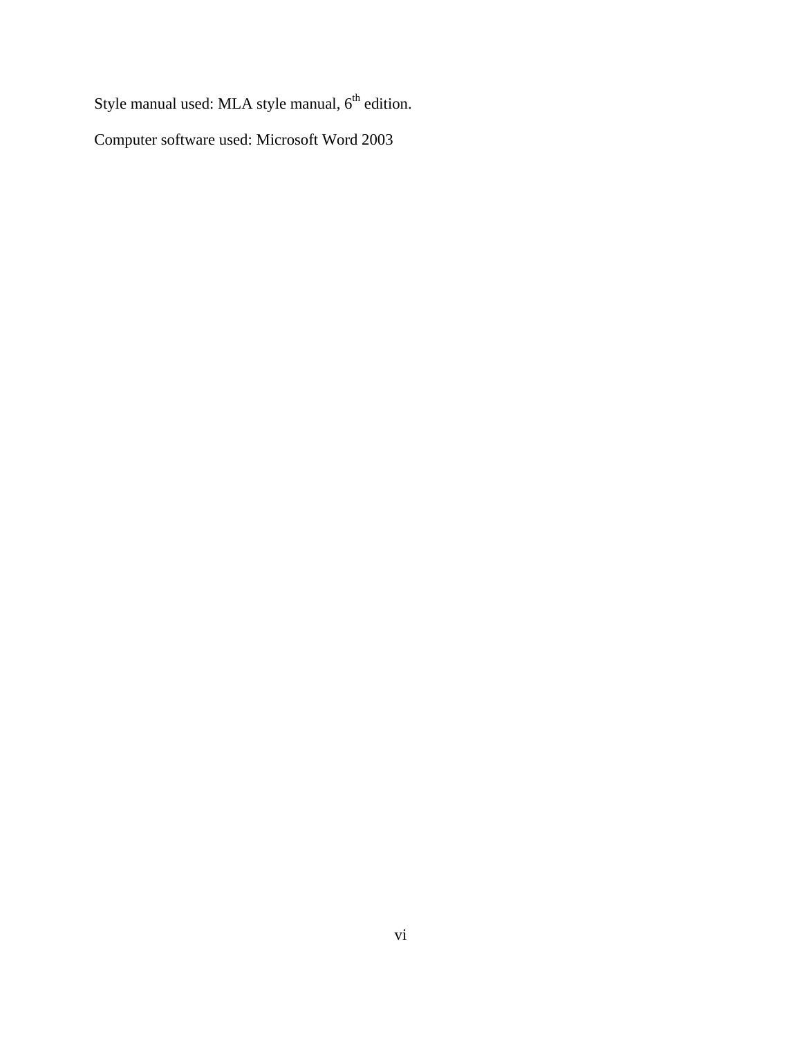Style manual used: MLA style manual, 6th edition.

Computer software used: Microsoft Word 2003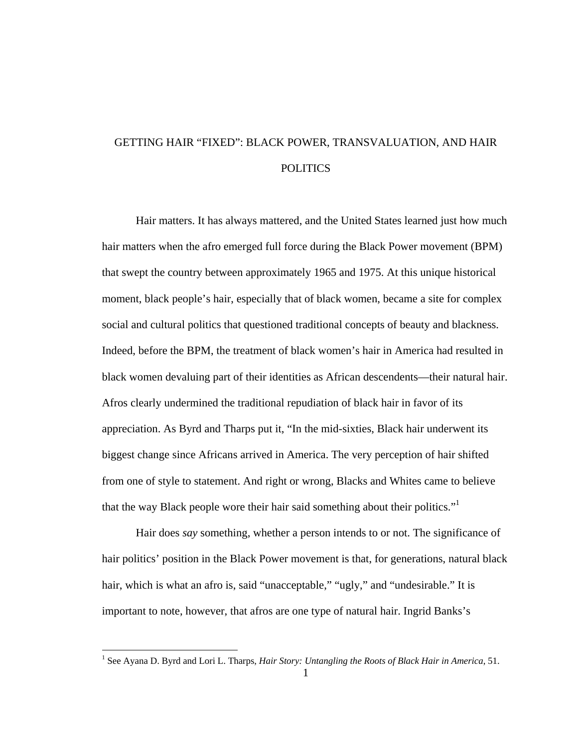# GETTING HAIR "FIXED": BLACK POWER, TRANSVALUATION, AND HAIR POLITICS

Hair matters. It has always mattered, and the United States learned just how much hair matters when the afro emerged full force during the Black Power movement (BPM) that swept the country between approximately 1965 and 1975. At this unique historical moment, black people's hair, especially that of black women, became a site for complex social and cultural politics that questioned traditional concepts of beauty and blackness. Indeed, before the BPM, the treatment of black women's hair in America had resulted in black women devaluing part of their identities as African descendents—their natural hair. Afros clearly undermined the traditional repudiation of black hair in favor of its appreciation. As Byrd and Tharps put it, "In the mid-sixties, Black hair underwent its biggest change since Africans arrived in America. The very perception of hair shifted from one of style to statement. And right or wrong, Blacks and Whites came to believe that the way Black people wore their hair said something about their politics."[1]

Hair does *say* something, whether a person intends to or not. The significance of hair politics' position in the Black Power movement is that, for generations, natural black hair, which is what an afro is, said "unacceptable," "ugly," and "undesirable." It is important to note, however, that afros are one type of natural hair. Ingrid Banks's

---

[1] See Ayana D. Byrd and Lori L. Tharps, *Hair Story: Untangling the Roots of Black Hair in America*, 51.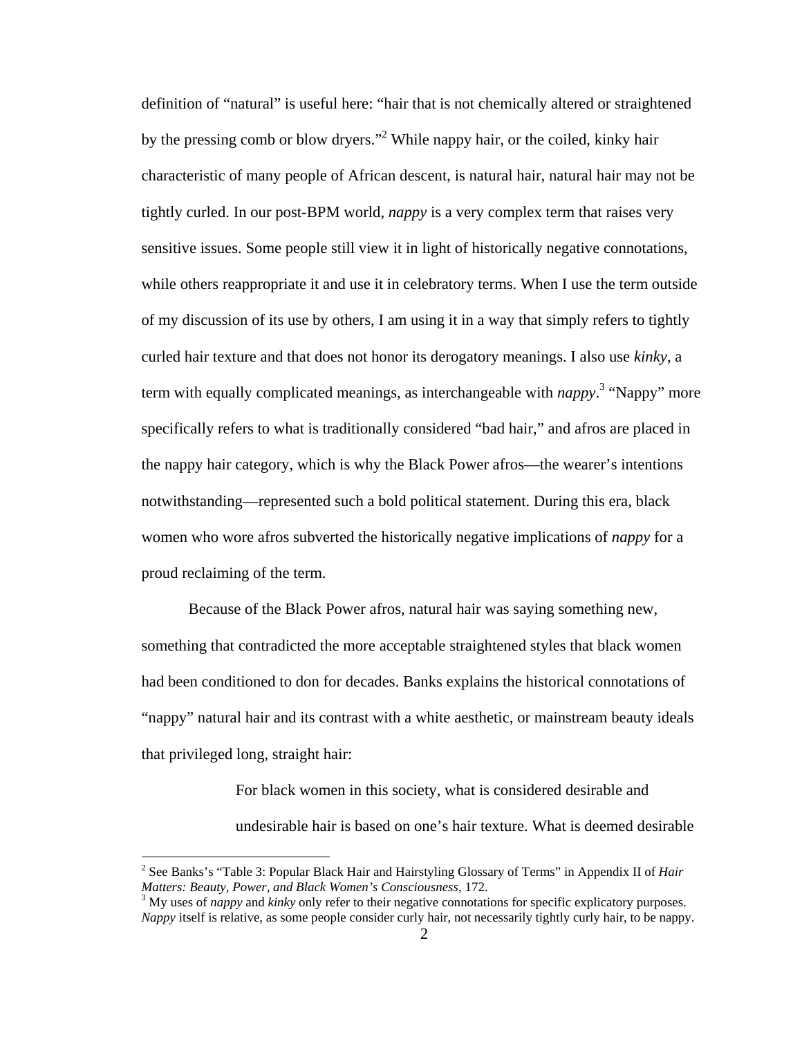definition of "natural" is useful here: "hair that is not chemically altered or straightened by the pressing comb or blow dryers."[2] While nappy hair, or the coiled, kinky hair characteristic of many people of African descent, is natural hair, natural hair may not be tightly curled. In our post-BPM world, *nappy* is a very complex term that raises very sensitive issues. Some people still view it in light of historically negative connotations, while others reappropriate it and use it in celebratory terms. When I use the term outside of my discussion of its use by others, I am using it in a way that simply refers to tightly curled hair texture and that does not honor its derogatory meanings. I also use *kinky*, a term with equally complicated meanings, as interchangeable with *nappy*.[3] "Nappy" more specifically refers to what is traditionally considered "bad hair," and afros are placed in the nappy hair category, which is why the Black Power afros—the wearer's intentions notwithstanding—represented such a bold political statement. During this era, black women who wore afros subverted the historically negative implications of *nappy* for a proud reclaiming of the term.

Because of the Black Power afros, natural hair was saying something new, something that contradicted the more acceptable straightened styles that black women had been conditioned to don for decades. Banks explains the historical connotations of "nappy" natural hair and its contrast with a white aesthetic, or mainstream beauty ideals that privileged long, straight hair:

> For black women in this society, what is considered desirable and undesirable hair is based on one's hair texture. What is deemed desirable

---

[2] See Banks's "Table 3: Popular Black Hair and Hairstyling Glossary of Terms" in Appendix II of *Hair Matters: Beauty, Power, and Black Women's Consciousness*, 172.

[3] My uses of *nappy* and *kinky* only refer to their negative connotations for specific explicatory purposes. *Nappy* itself is relative, as some people consider curly hair, not necessarily tightly curly hair, to be nappy.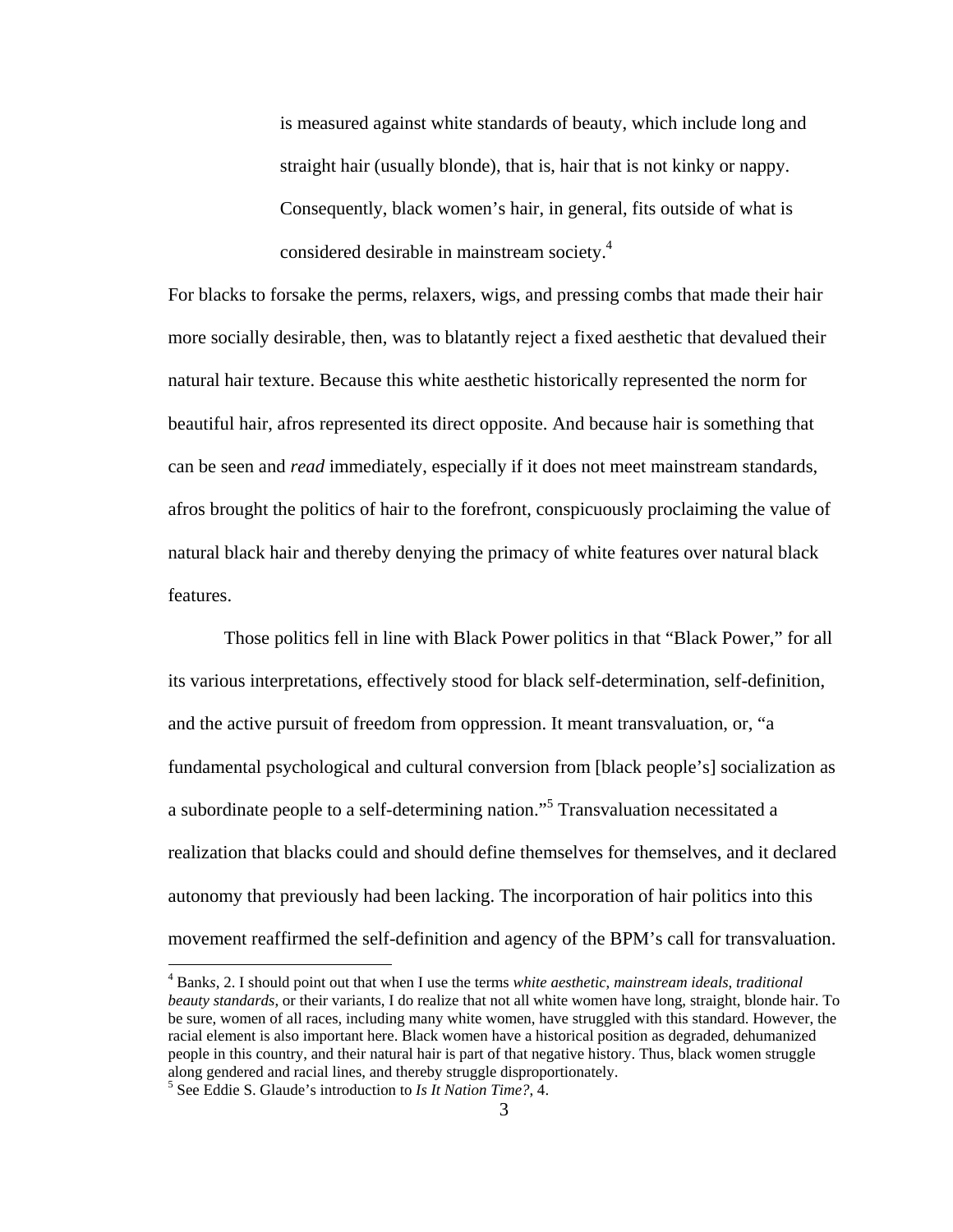> is measured against white standards of beauty, which include long and straight hair (usually blonde), that is, hair that is not kinky or nappy. Consequently, black women's hair, in general, fits outside of what is considered desirable in mainstream society.[4]

For blacks to forsake the perms, relaxers, wigs, and pressing combs that made their hair more socially desirable, then, was to blatantly reject a fixed aesthetic that devalued their natural hair texture. Because this white aesthetic historically represented the norm for beautiful hair, afros represented its direct opposite. And because hair is something that can be seen and *read* immediately, especially if it does not meet mainstream standards, afros brought the politics of hair to the forefront, conspicuously proclaiming the value of natural black hair and thereby denying the primacy of white features over natural black features.

Those politics fell in line with Black Power politics in that "Black Power," for all its various interpretations, effectively stood for black self-determination, self-definition, and the active pursuit of freedom from oppression. It meant transvaluation, or, "a fundamental psychological and cultural conversion from [black people's] socialization as a subordinate people to a self-determining nation."[5] Transvaluation necessitated a realization that blacks could and should define themselves for themselves, and it declared autonomy that previously had been lacking. The incorporation of hair politics into this movement reaffirmed the self-definition and agency of the BPM's call for transvaluation.

---

[4] Banks, 2. I should point out that when I use the terms *white aesthetic, mainstream ideals, traditional beauty standards,* or their variants, I do realize that not all white women have long, straight, blonde hair. To be sure, women of all races, including many white women, have struggled with this standard. However, the racial element is also important here. Black women have a historical position as degraded, dehumanized people in this country, and their natural hair is part of that negative history. Thus, black women struggle along gendered and racial lines, and thereby struggle disproportionately.

[5] See Eddie S. Glaude's introduction to *Is It Nation Time?*, 4.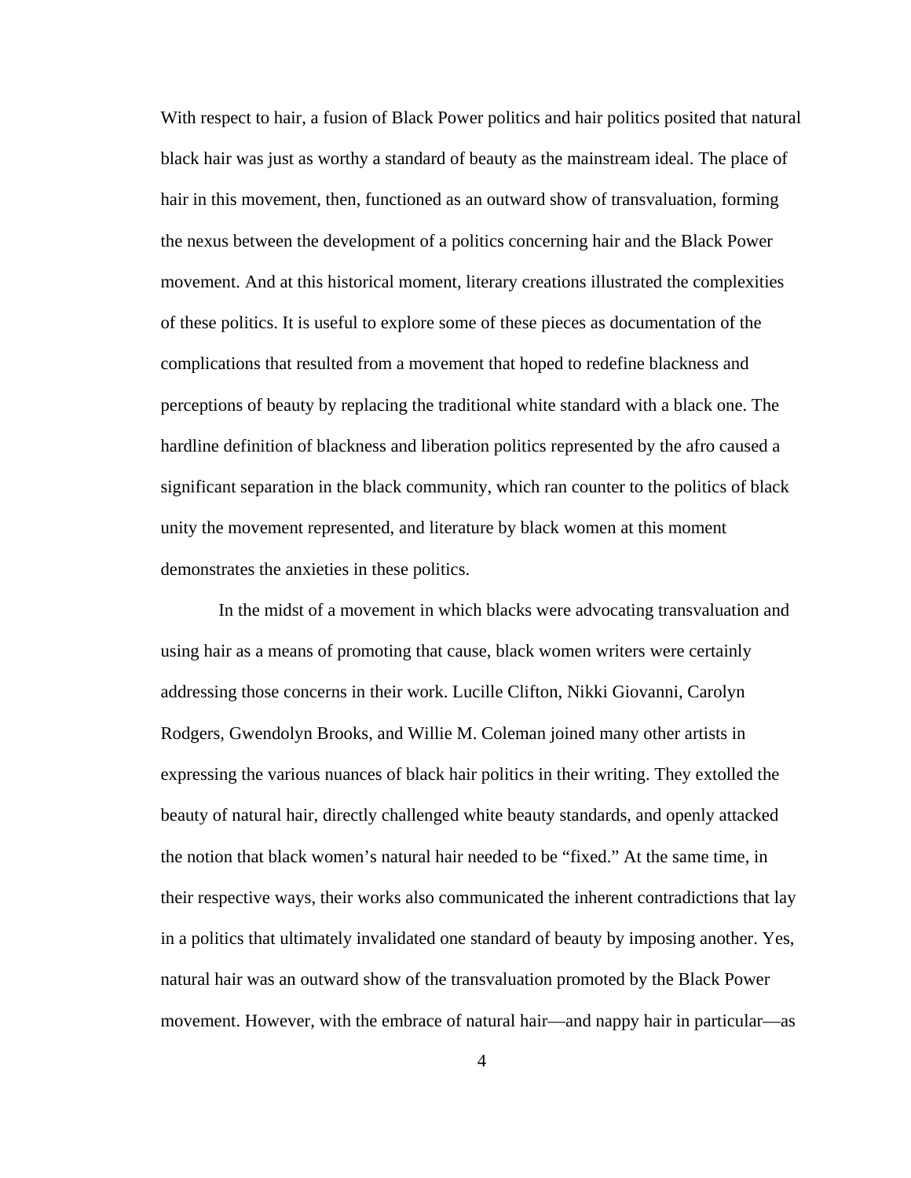With respect to hair, a fusion of Black Power politics and hair politics posited that natural black hair was just as worthy a standard of beauty as the mainstream ideal. The place of hair in this movement, then, functioned as an outward show of transvaluation, forming the nexus between the development of a politics concerning hair and the Black Power movement. And at this historical moment, literary creations illustrated the complexities of these politics. It is useful to explore some of these pieces as documentation of the complications that resulted from a movement that hoped to redefine blackness and perceptions of beauty by replacing the traditional white standard with a black one. The hardline definition of blackness and liberation politics represented by the afro caused a significant separation in the black community, which ran counter to the politics of black unity the movement represented, and literature by black women at this moment demonstrates the anxieties in these politics.

In the midst of a movement in which blacks were advocating transvaluation and using hair as a means of promoting that cause, black women writers were certainly addressing those concerns in their work. Lucille Clifton, Nikki Giovanni, Carolyn Rodgers, Gwendolyn Brooks, and Willie M. Coleman joined many other artists in expressing the various nuances of black hair politics in their writing. They extolled the beauty of natural hair, directly challenged white beauty standards, and openly attacked the notion that black women's natural hair needed to be "fixed." At the same time, in their respective ways, their works also communicated the inherent contradictions that lay in a politics that ultimately invalidated one standard of beauty by imposing another. Yes, natural hair was an outward show of the transvaluation promoted by the Black Power movement. However, with the embrace of natural hair—and nappy hair in particular—as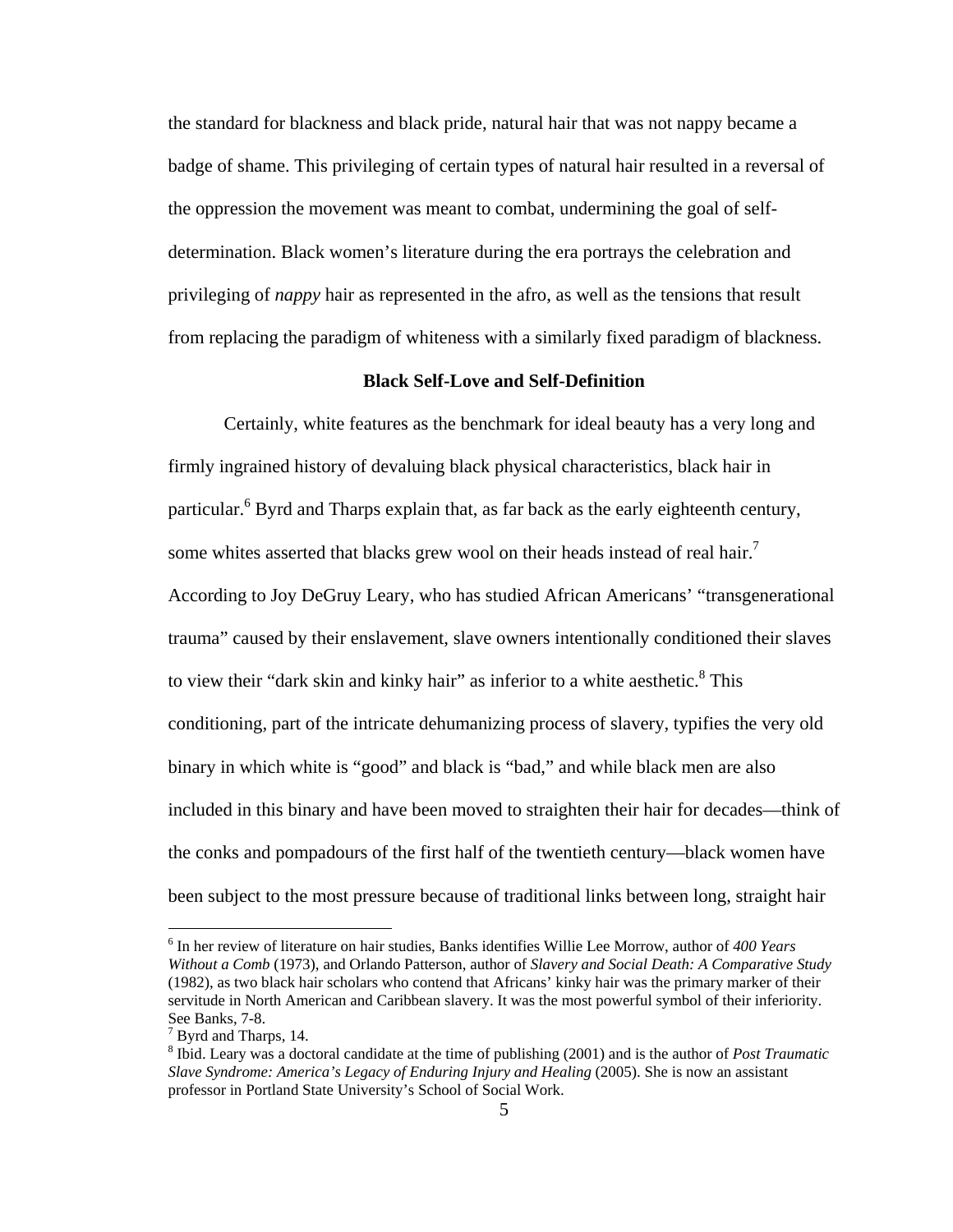the standard for blackness and black pride, natural hair that was not nappy became a badge of shame. This privileging of certain types of natural hair resulted in a reversal of the oppression the movement was meant to combat, undermining the goal of self-determination. Black women's literature during the era portrays the celebration and privileging of *nappy* hair as represented in the afro, as well as the tensions that result from replacing the paradigm of whiteness with a similarly fixed paradigm of blackness.

### Black Self-Love and Self-Definition

Certainly, white features as the benchmark for ideal beauty has a very long and firmly ingrained history of devaluing black physical characteristics, black hair in particular.[6] Byrd and Tharps explain that, as far back as the early eighteenth century, some whites asserted that blacks grew wool on their heads instead of real hair.[7] According to Joy DeGruy Leary, who has studied African Americans' "transgenerational trauma" caused by their enslavement, slave owners intentionally conditioned their slaves to view their "dark skin and kinky hair" as inferior to a white aesthetic.[8] This conditioning, part of the intricate dehumanizing process of slavery, typifies the very old binary in which white is "good" and black is "bad," and while black men are also included in this binary and have been moved to straighten their hair for decades—think of the conks and pompadours of the first half of the twentieth century—black women have been subject to the most pressure because of traditional links between long, straight hair

---

[6] In her review of literature on hair studies, Banks identifies Willie Lee Morrow, author of *400 Years Without a Comb* (1973), and Orlando Patterson, author of *Slavery and Social Death: A Comparative Study* (1982), as two black hair scholars who contend that Africans' kinky hair was the primary marker of their servitude in North American and Caribbean slavery. It was the most powerful symbol of their inferiority. See Banks, 7-8.

[7] Byrd and Tharps, 14.

[8] Ibid. Leary was a doctoral candidate at the time of publishing (2001) and is the author of *Post Traumatic Slave Syndrome: America's Legacy of Enduring Injury and Healing* (2005). She is now an assistant professor in Portland State University's School of Social Work.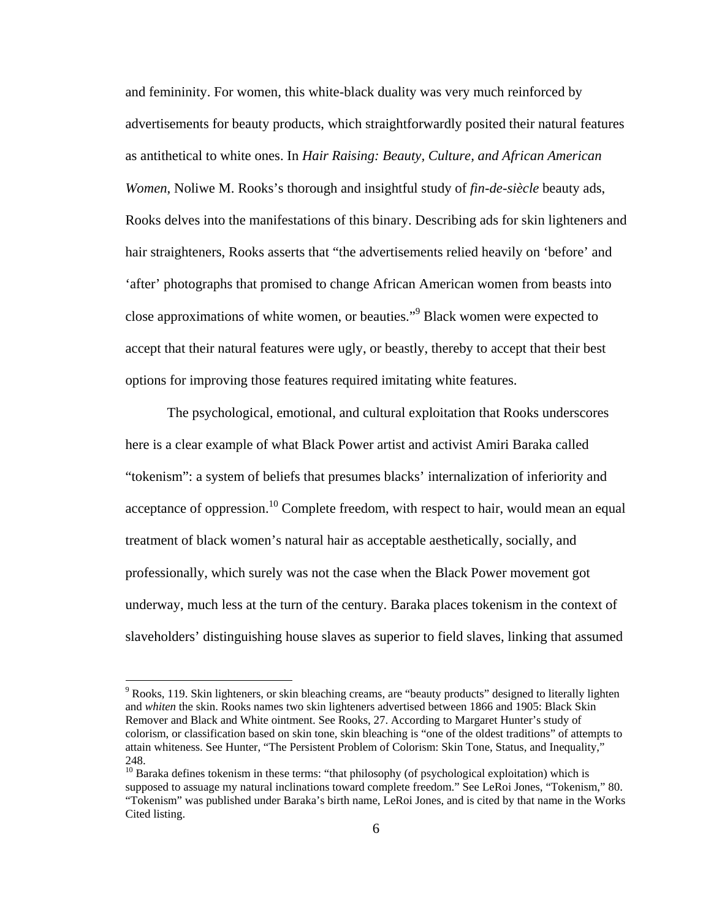and femininity. For women, this white-black duality was very much reinforced by advertisements for beauty products, which straightforwardly posited their natural features as antithetical to white ones. In *Hair Raising: Beauty, Culture, and African American Women*, Noliwe M. Rooks's thorough and insightful study of *fin-de-siècle* beauty ads, Rooks delves into the manifestations of this binary. Describing ads for skin lighteners and hair straighteners, Rooks asserts that "the advertisements relied heavily on 'before' and 'after' photographs that promised to change African American women from beasts into close approximations of white women, or beauties."[9] Black women were expected to accept that their natural features were ugly, or beastly, thereby to accept that their best options for improving those features required imitating white features.

The psychological, emotional, and cultural exploitation that Rooks underscores here is a clear example of what Black Power artist and activist Amiri Baraka called "tokenism": a system of beliefs that presumes blacks' internalization of inferiority and acceptance of oppression.[10] Complete freedom, with respect to hair, would mean an equal treatment of black women's natural hair as acceptable aesthetically, socially, and professionally, which surely was not the case when the Black Power movement got underway, much less at the turn of the century. Baraka places tokenism in the context of slaveholders' distinguishing house slaves as superior to field slaves, linking that assumed

---

[9] Rooks, 119. Skin lighteners, or skin bleaching creams, are "beauty products" designed to literally lighten and *whiten* the skin. Rooks names two skin lighteners advertised between 1866 and 1905: Black Skin Remover and Black and White ointment. See Rooks, 27. According to Margaret Hunter's study of colorism, or classification based on skin tone, skin bleaching is "one of the oldest traditions" of attempts to attain whiteness. See Hunter, "The Persistent Problem of Colorism: Skin Tone, Status, and Inequality," 248.

[10] Baraka defines tokenism in these terms: "that philosophy (of psychological exploitation) which is supposed to assuage my natural inclinations toward complete freedom." See LeRoi Jones, "Tokenism," 80. "Tokenism" was published under Baraka's birth name, LeRoi Jones, and is cited by that name in the Works Cited listing.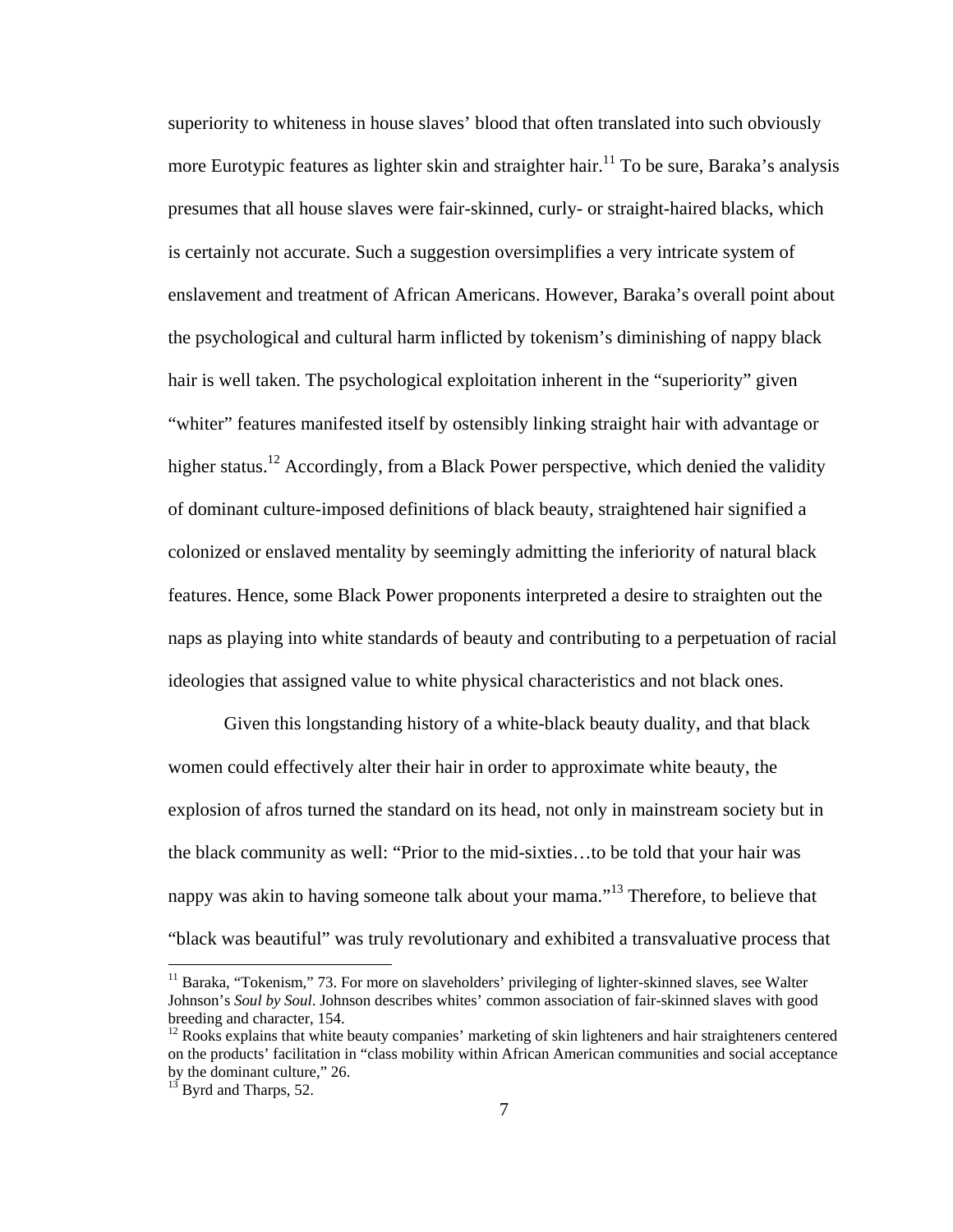superiority to whiteness in house slaves' blood that often translated into such obviously more Eurotypic features as lighter skin and straighter hair.[11] To be sure, Baraka's analysis presumes that all house slaves were fair-skinned, curly- or straight-haired blacks, which is certainly not accurate. Such a suggestion oversimplifies a very intricate system of enslavement and treatment of African Americans. However, Baraka's overall point about the psychological and cultural harm inflicted by tokenism's diminishing of nappy black hair is well taken. The psychological exploitation inherent in the "superiority" given "whiter" features manifested itself by ostensibly linking straight hair with advantage or higher status.[12] Accordingly, from a Black Power perspective, which denied the validity of dominant culture-imposed definitions of black beauty, straightened hair signified a colonized or enslaved mentality by seemingly admitting the inferiority of natural black features. Hence, some Black Power proponents interpreted a desire to straighten out the naps as playing into white standards of beauty and contributing to a perpetuation of racial ideologies that assigned value to white physical characteristics and not black ones.

Given this longstanding history of a white-black beauty duality, and that black women could effectively alter their hair in order to approximate white beauty, the explosion of afros turned the standard on its head, not only in mainstream society but in the black community as well: "Prior to the mid-sixties…to be told that your hair was nappy was akin to having someone talk about your mama."[13] Therefore, to believe that "black was beautiful" was truly revolutionary and exhibited a transvaluative process that

---

[11] Baraka, "Tokenism," 73. For more on slaveholders' privileging of lighter-skinned slaves, see Walter Johnson's *Soul by Soul*. Johnson describes whites' common association of fair-skinned slaves with good breeding and character, 154.

[12] Rooks explains that white beauty companies' marketing of skin lighteners and hair straighteners centered on the products' facilitation in "class mobility within African American communities and social acceptance by the dominant culture," 26.

[13] Byrd and Tharps, 52.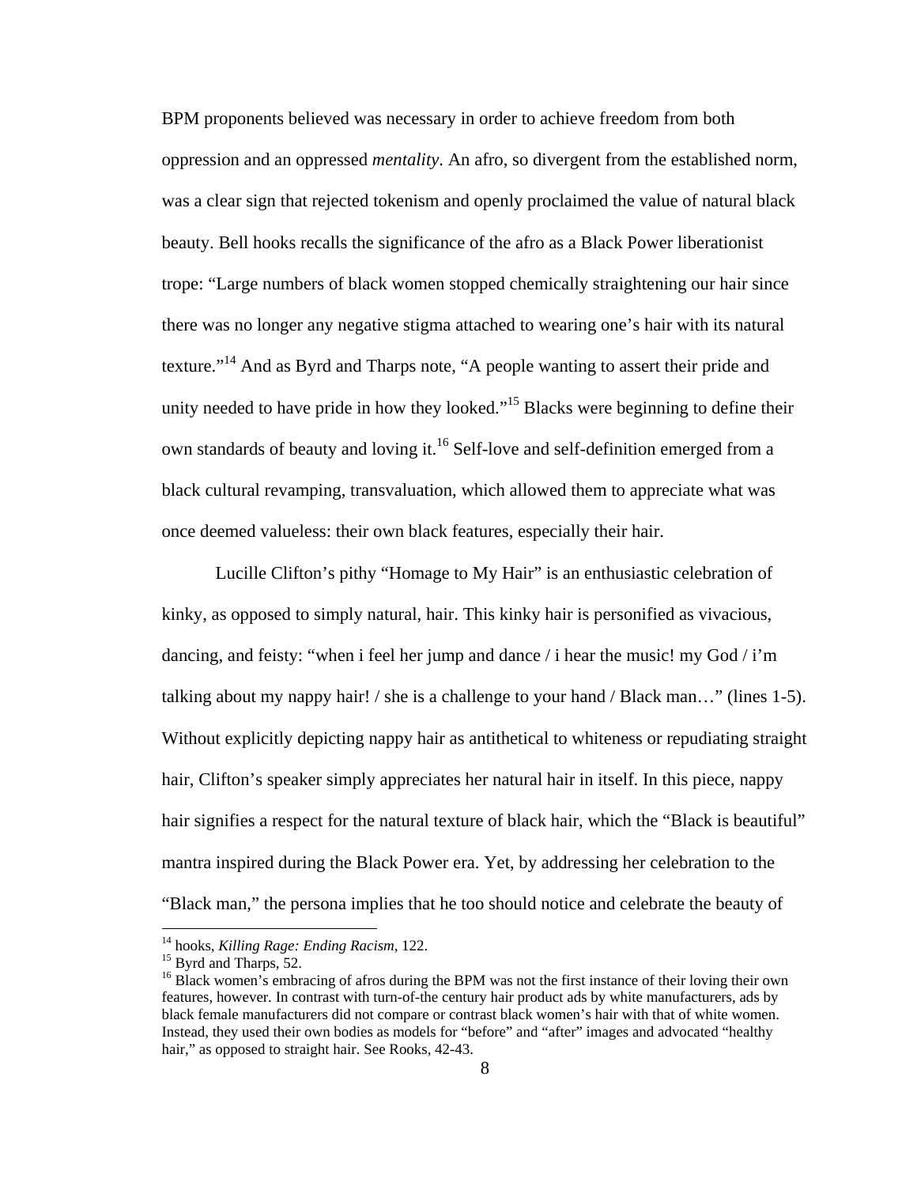BPM proponents believed was necessary in order to achieve freedom from both oppression and an oppressed *mentality*. An afro, so divergent from the established norm, was a clear sign that rejected tokenism and openly proclaimed the value of natural black beauty. Bell hooks recalls the significance of the afro as a Black Power liberationist trope: "Large numbers of black women stopped chemically straightening our hair since there was no longer any negative stigma attached to wearing one's hair with its natural texture."[14] And as Byrd and Tharps note, "A people wanting to assert their pride and unity needed to have pride in how they looked."[15] Blacks were beginning to define their own standards of beauty and loving it.[16] Self-love and self-definition emerged from a black cultural revamping, transvaluation, which allowed them to appreciate what was once deemed valueless: their own black features, especially their hair.

Lucille Clifton's pithy "Homage to My Hair" is an enthusiastic celebration of kinky, as opposed to simply natural, hair. This kinky hair is personified as vivacious, dancing, and feisty: "when i feel her jump and dance / i hear the music! my God / i'm talking about my nappy hair! / she is a challenge to your hand / Black man…" (lines 1-5). Without explicitly depicting nappy hair as antithetical to whiteness or repudiating straight hair, Clifton's speaker simply appreciates her natural hair in itself. In this piece, nappy hair signifies a respect for the natural texture of black hair, which the "Black is beautiful" mantra inspired during the Black Power era. Yet, by addressing her celebration to the "Black man," the persona implies that he too should notice and celebrate the beauty of

---

[14] hooks, *Killing Rage: Ending Racism*, 122.

[15] Byrd and Tharps, 52.

[16] Black women's embracing of afros during the BPM was not the first instance of their loving their own features, however. In contrast with turn-of-the century hair product ads by white manufacturers, ads by black female manufacturers did not compare or contrast black women's hair with that of white women. Instead, they used their own bodies as models for "before" and "after" images and advocated "healthy hair," as opposed to straight hair. See Rooks, 42-43.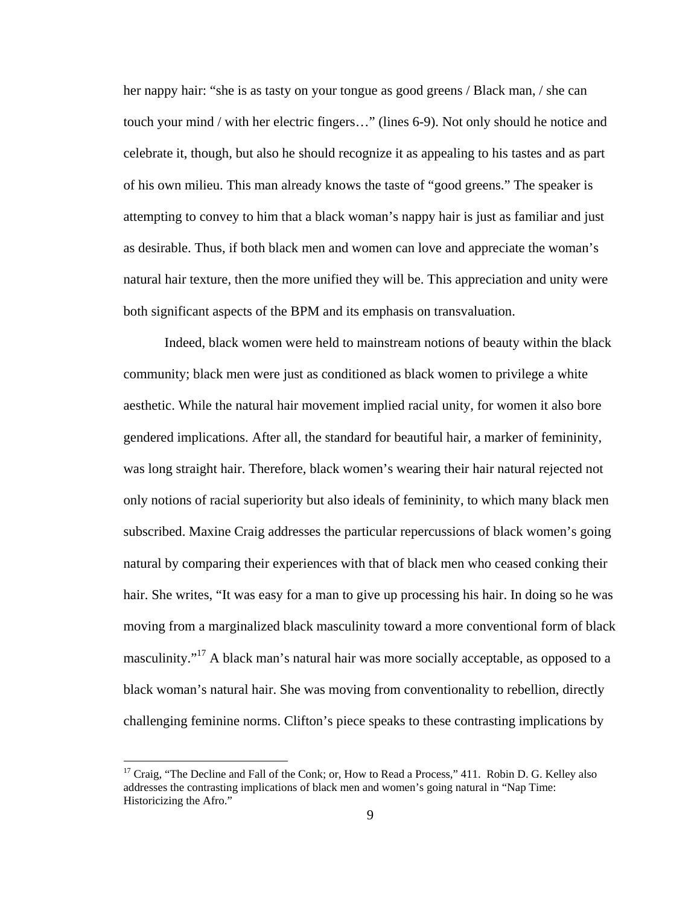her nappy hair: "she is as tasty on your tongue as good greens / Black man, / she can touch your mind / with her electric fingers…" (lines 6-9). Not only should he notice and celebrate it, though, but also he should recognize it as appealing to his tastes and as part of his own milieu. This man already knows the taste of "good greens." The speaker is attempting to convey to him that a black woman's nappy hair is just as familiar and just as desirable. Thus, if both black men and women can love and appreciate the woman's natural hair texture, then the more unified they will be. This appreciation and unity were both significant aspects of the BPM and its emphasis on transvaluation.

Indeed, black women were held to mainstream notions of beauty within the black community; black men were just as conditioned as black women to privilege a white aesthetic. While the natural hair movement implied racial unity, for women it also bore gendered implications. After all, the standard for beautiful hair, a marker of femininity, was long straight hair. Therefore, black women's wearing their hair natural rejected not only notions of racial superiority but also ideals of femininity, to which many black men subscribed. Maxine Craig addresses the particular repercussions of black women's going natural by comparing their experiences with that of black men who ceased conking their hair. She writes, "It was easy for a man to give up processing his hair. In doing so he was moving from a marginalized black masculinity toward a more conventional form of black masculinity."[17] A black man's natural hair was more socially acceptable, as opposed to a black woman's natural hair. She was moving from conventionality to rebellion, directly challenging feminine norms. Clifton's piece speaks to these contrasting implications by

[17] Craig, "The Decline and Fall of the Conk; or, How to Read a Process," 411. Robin D. G. Kelley also addresses the contrasting implications of black men and women's going natural in "Nap Time: Historicizing the Afro."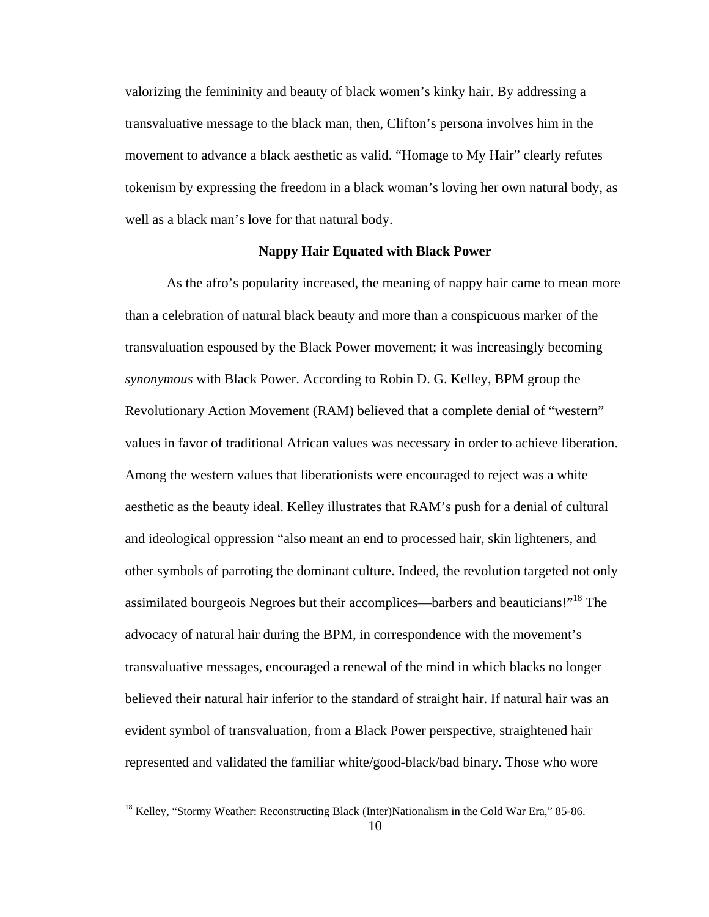valorizing the femininity and beauty of black women's kinky hair. By addressing a transvaluative message to the black man, then, Clifton's persona involves him in the movement to advance a black aesthetic as valid. "Homage to My Hair" clearly refutes tokenism by expressing the freedom in a black woman's loving her own natural body, as well as a black man's love for that natural body.

### Nappy Hair Equated with Black Power

As the afro's popularity increased, the meaning of nappy hair came to mean more than a celebration of natural black beauty and more than a conspicuous marker of the transvaluation espoused by the Black Power movement; it was increasingly becoming *synonymous* with Black Power. According to Robin D. G. Kelley, BPM group the Revolutionary Action Movement (RAM) believed that a complete denial of "western" values in favor of traditional African values was necessary in order to achieve liberation. Among the western values that liberationists were encouraged to reject was a white aesthetic as the beauty ideal. Kelley illustrates that RAM's push for a denial of cultural and ideological oppression "also meant an end to processed hair, skin lighteners, and other symbols of parroting the dominant culture. Indeed, the revolution targeted not only assimilated bourgeois Negroes but their accomplices—barbers and beauticians!"[18] The advocacy of natural hair during the BPM, in correspondence with the movement's transvaluative messages, encouraged a renewal of the mind in which blacks no longer believed their natural hair inferior to the standard of straight hair. If natural hair was an evident symbol of transvaluation, from a Black Power perspective, straightened hair represented and validated the familiar white/good-black/bad binary. Those who wore

[18] Kelley, "Stormy Weather: Reconstructing Black (Inter)Nationalism in the Cold War Era," 85-86.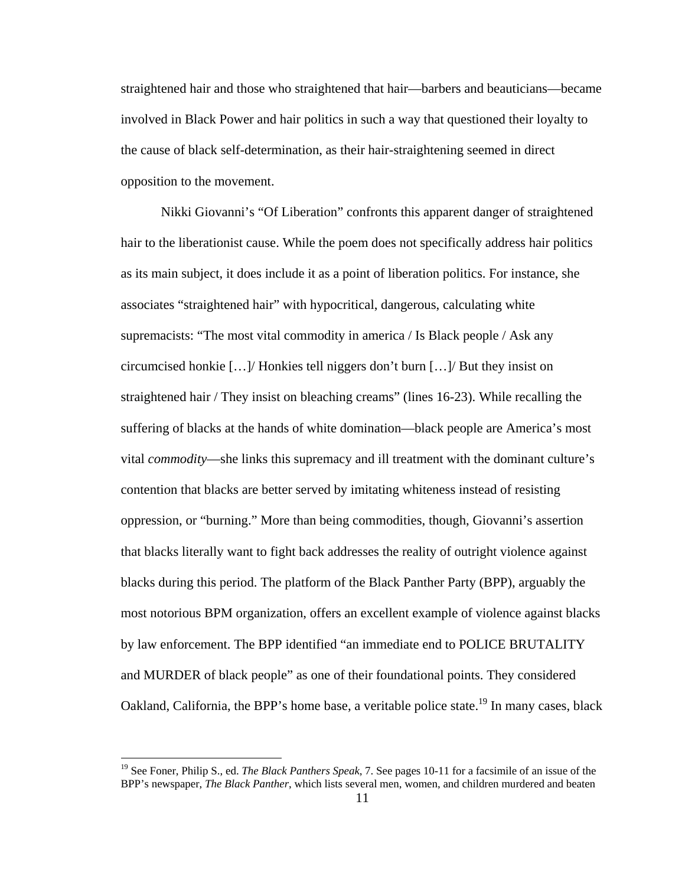straightened hair and those who straightened that hair—barbers and beauticians—became involved in Black Power and hair politics in such a way that questioned their loyalty to the cause of black self-determination, as their hair-straightening seemed in direct opposition to the movement.

Nikki Giovanni's "Of Liberation" confronts this apparent danger of straightened hair to the liberationist cause. While the poem does not specifically address hair politics as its main subject, it does include it as a point of liberation politics. For instance, she associates "straightened hair" with hypocritical, dangerous, calculating white supremacists: "The most vital commodity in america / Is Black people / Ask any circumcised honkie […]/ Honkies tell niggers don't burn […]/ But they insist on straightened hair / They insist on bleaching creams" (lines 16-23). While recalling the suffering of blacks at the hands of white domination—black people are America's most vital *commodity*—she links this supremacy and ill treatment with the dominant culture's contention that blacks are better served by imitating whiteness instead of resisting oppression, or "burning." More than being commodities, though, Giovanni's assertion that blacks literally want to fight back addresses the reality of outright violence against blacks during this period. The platform of the Black Panther Party (BPP), arguably the most notorious BPM organization, offers an excellent example of violence against blacks by law enforcement. The BPP identified "an immediate end to POLICE BRUTALITY and MURDER of black people" as one of their foundational points. They considered Oakland, California, the BPP's home base, a veritable police state.[19] In many cases, black

[19] See Foner, Philip S., ed. *The Black Panthers Speak*, 7. See pages 10-11 for a facsimile of an issue of the BPP's newspaper, *The Black Panther*, which lists several men, women, and children murdered and beaten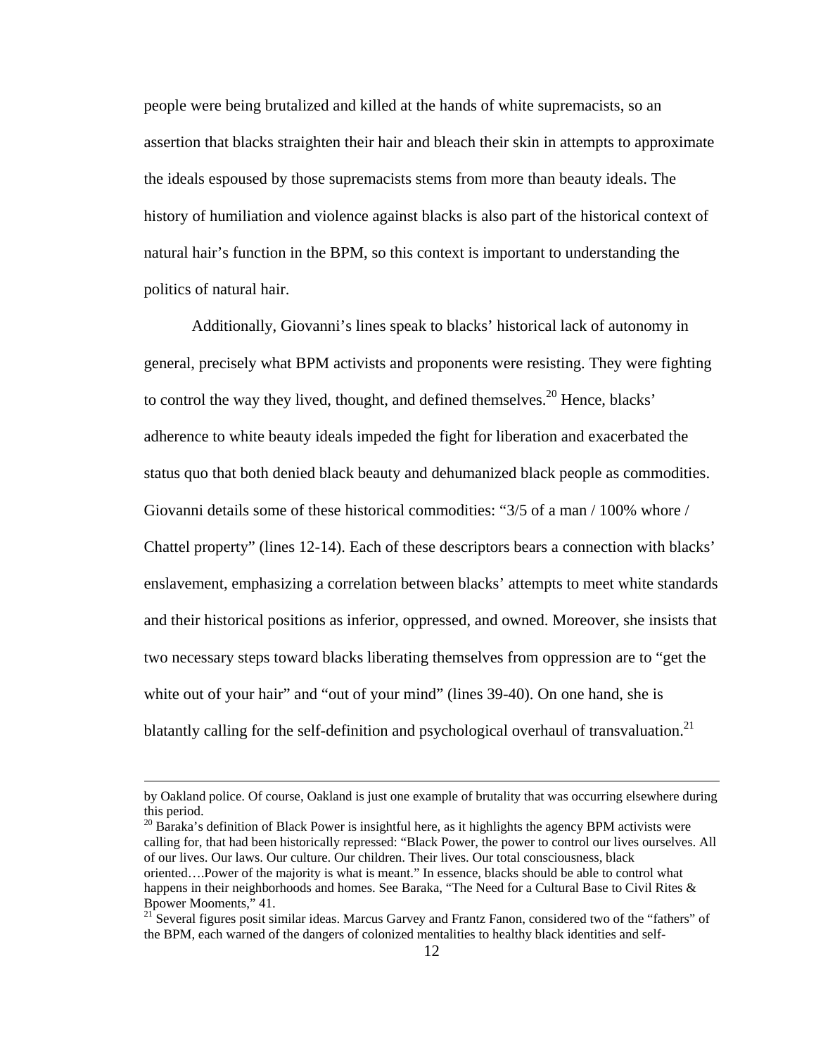people were being brutalized and killed at the hands of white supremacists, so an assertion that blacks straighten their hair and bleach their skin in attempts to approximate the ideals espoused by those supremacists stems from more than beauty ideals. The history of humiliation and violence against blacks is also part of the historical context of natural hair's function in the BPM, so this context is important to understanding the politics of natural hair.

Additionally, Giovanni's lines speak to blacks' historical lack of autonomy in general, precisely what BPM activists and proponents were resisting. They were fighting to control the way they lived, thought, and defined themselves.[20] Hence, blacks' adherence to white beauty ideals impeded the fight for liberation and exacerbated the status quo that both denied black beauty and dehumanized black people as commodities. Giovanni details some of these historical commodities: "3/5 of a man / 100% whore / Chattel property" (lines 12-14). Each of these descriptors bears a connection with blacks' enslavement, emphasizing a correlation between blacks' attempts to meet white standards and their historical positions as inferior, oppressed, and owned. Moreover, she insists that two necessary steps toward blacks liberating themselves from oppression are to "get the white out of your hair" and "out of your mind" (lines 39-40). On one hand, she is blatantly calling for the self-definition and psychological overhaul of transvaluation.[21]

---

by Oakland police. Of course, Oakland is just one example of brutality that was occurring elsewhere during this period.

[20] Baraka's definition of Black Power is insightful here, as it highlights the agency BPM activists were calling for, that had been historically repressed: "Black Power, the power to control our lives ourselves. All of our lives. Our laws. Our culture. Our children. Their lives. Our total consciousness, black oriented….Power of the majority is what is meant." In essence, blacks should be able to control what happens in their neighborhoods and homes. See Baraka, "The Need for a Cultural Base to Civil Rites & Bpower Mooments," 41.

[21] Several figures posit similar ideas. Marcus Garvey and Frantz Fanon, considered two of the "fathers" of the BPM, each warned of the dangers of colonized mentalities to healthy black identities and self-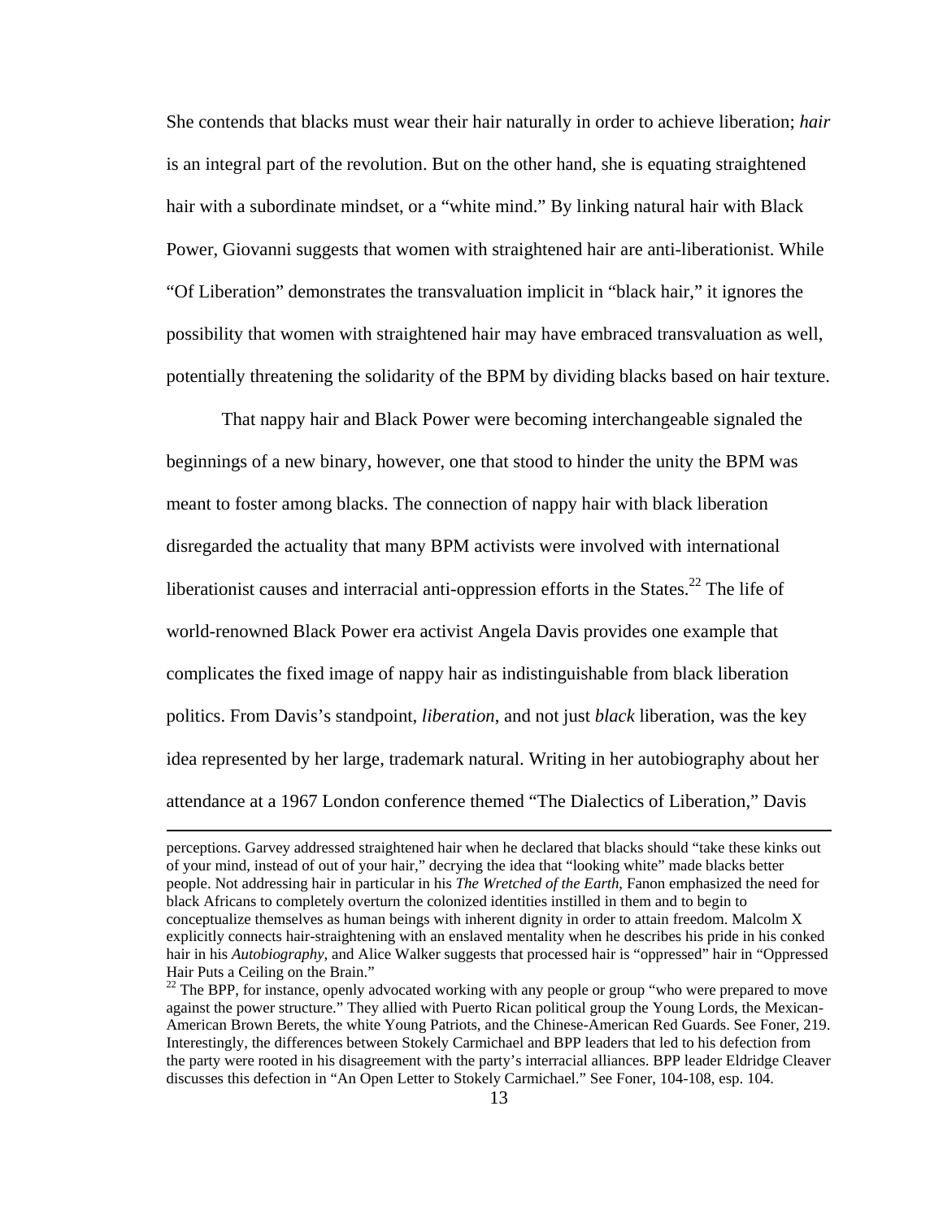She contends that blacks must wear their hair naturally in order to achieve liberation; *hair* is an integral part of the revolution. But on the other hand, she is equating straightened hair with a subordinate mindset, or a "white mind." By linking natural hair with Black Power, Giovanni suggests that women with straightened hair are anti-liberationist. While "Of Liberation" demonstrates the transvaluation implicit in "black hair," it ignores the possibility that women with straightened hair may have embraced transvaluation as well, potentially threatening the solidarity of the BPM by dividing blacks based on hair texture.

That nappy hair and Black Power were becoming interchangeable signaled the beginnings of a new binary, however, one that stood to hinder the unity the BPM was meant to foster among blacks. The connection of nappy hair with black liberation disregarded the actuality that many BPM activists were involved with international liberationist causes and interracial anti-oppression efforts in the States.[22] The life of world-renowned Black Power era activist Angela Davis provides one example that complicates the fixed image of nappy hair as indistinguishable from black liberation politics. From Davis's standpoint, *liberation*, and not just *black* liberation, was the key idea represented by her large, trademark natural. Writing in her autobiography about her attendance at a 1967 London conference themed "The Dialectics of Liberation," Davis

---

perceptions. Garvey addressed straightened hair when he declared that blacks should "take these kinks out of your mind, instead of out of your hair," decrying the idea that "looking white" made blacks better people. Not addressing hair in particular in his *The Wretched of the Earth*, Fanon emphasized the need for black Africans to completely overturn the colonized identities instilled in them and to begin to conceptualize themselves as human beings with inherent dignity in order to attain freedom. Malcolm X explicitly connects hair-straightening with an enslaved mentality when he describes his pride in his conked hair in his *Autobiography*, and Alice Walker suggests that processed hair is "oppressed" hair in "Oppressed Hair Puts a Ceiling on the Brain."

[22] The BPP, for instance, openly advocated working with any people or group "who were prepared to move against the power structure." They allied with Puerto Rican political group the Young Lords, the Mexican-American Brown Berets, the white Young Patriots, and the Chinese-American Red Guards. See Foner, 219. Interestingly, the differences between Stokely Carmichael and BPP leaders that led to his defection from the party were rooted in his disagreement with the party's interracial alliances. BPP leader Eldridge Cleaver discusses this defection in "An Open Letter to Stokely Carmichael." See Foner, 104-108, esp. 104.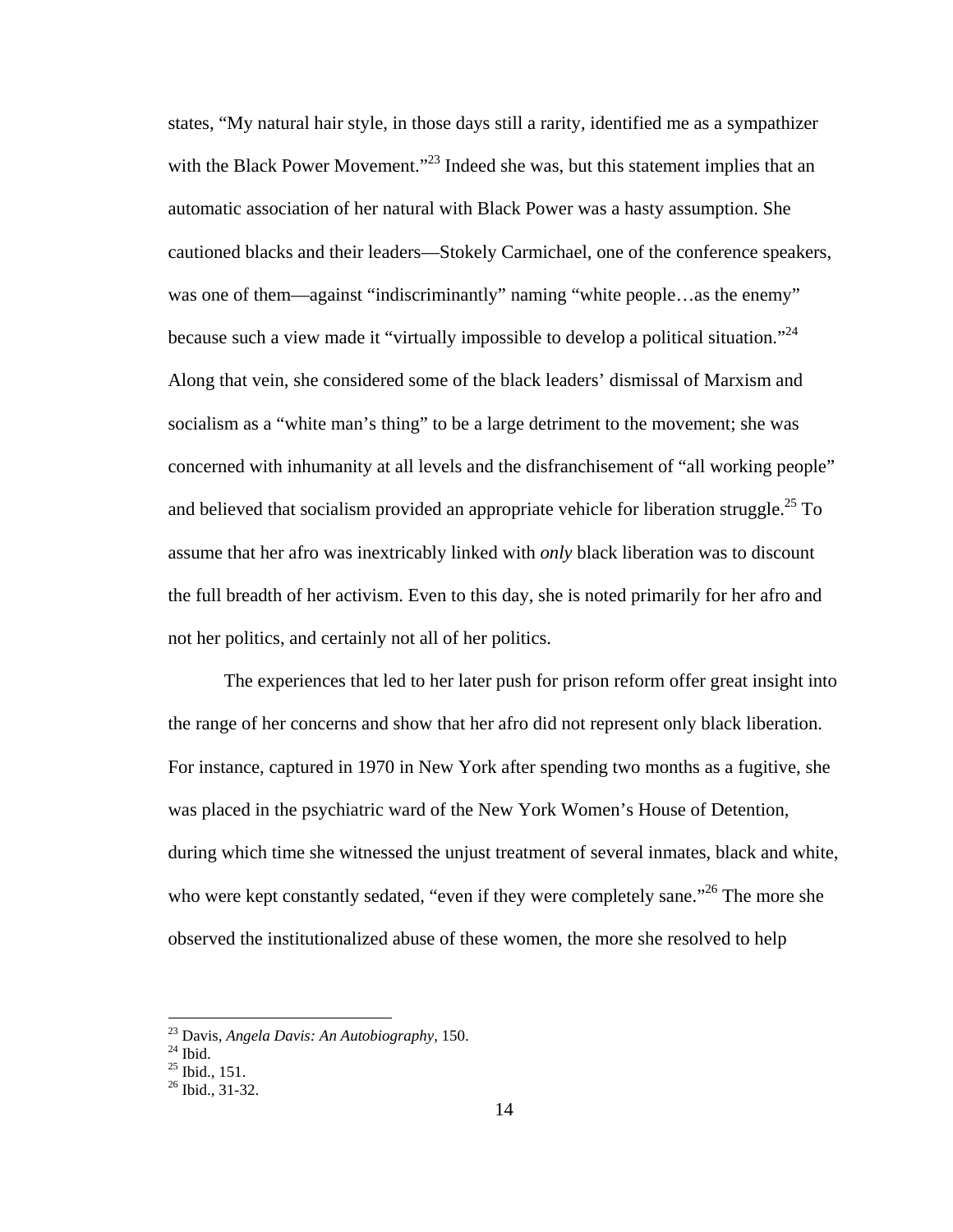states, "My natural hair style, in those days still a rarity, identified me as a sympathizer with the Black Power Movement."[23] Indeed she was, but this statement implies that an automatic association of her natural with Black Power was a hasty assumption. She cautioned blacks and their leaders—Stokely Carmichael, one of the conference speakers, was one of them—against "indiscriminantly" naming "white people…as the enemy" because such a view made it "virtually impossible to develop a political situation."[24] Along that vein, she considered some of the black leaders' dismissal of Marxism and socialism as a "white man's thing" to be a large detriment to the movement; she was concerned with inhumanity at all levels and the disfranchisement of "all working people" and believed that socialism provided an appropriate vehicle for liberation struggle.[25] To assume that her afro was inextricably linked with *only* black liberation was to discount the full breadth of her activism. Even to this day, she is noted primarily for her afro and not her politics, and certainly not all of her politics.

The experiences that led to her later push for prison reform offer great insight into the range of her concerns and show that her afro did not represent only black liberation. For instance, captured in 1970 in New York after spending two months as a fugitive, she was placed in the psychiatric ward of the New York Women's House of Detention, during which time she witnessed the unjust treatment of several inmates, black and white, who were kept constantly sedated, "even if they were completely sane."[26] The more she observed the institutionalized abuse of these women, the more she resolved to help

---

[23] Davis, *Angela Davis: An Autobiography*, 150.
[24] Ibid.
[25] Ibid., 151.
[26] Ibid., 31-32.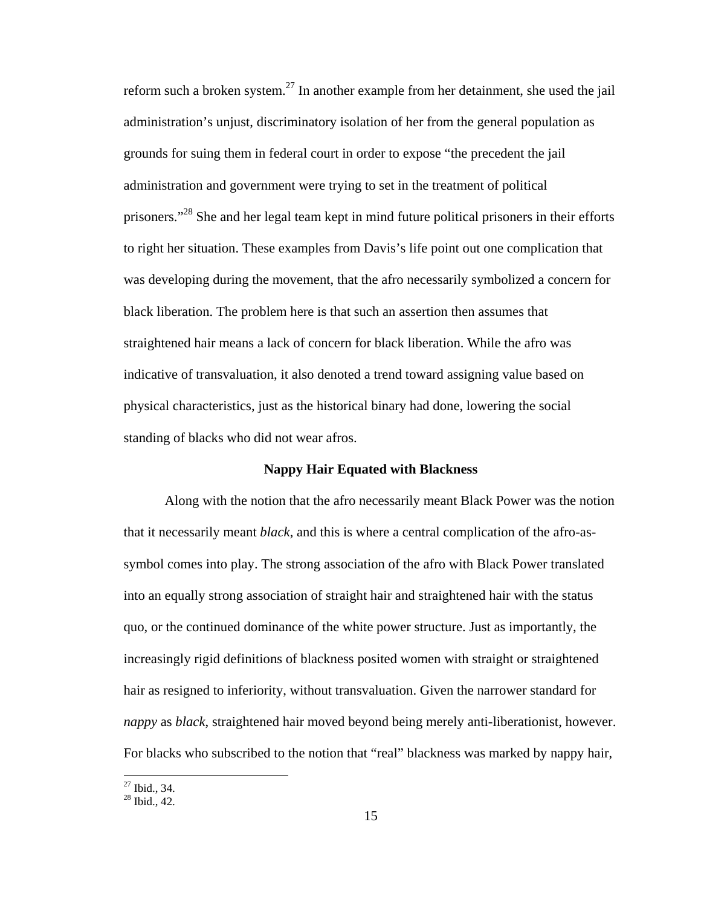reform such a broken system.[27] In another example from her detainment, she used the jail administration's unjust, discriminatory isolation of her from the general population as grounds for suing them in federal court in order to expose "the precedent the jail administration and government were trying to set in the treatment of political prisoners."[28] She and her legal team kept in mind future political prisoners in their efforts to right her situation. These examples from Davis's life point out one complication that was developing during the movement, that the afro necessarily symbolized a concern for black liberation. The problem here is that such an assertion then assumes that straightened hair means a lack of concern for black liberation. While the afro was indicative of transvaluation, it also denoted a trend toward assigning value based on physical characteristics, just as the historical binary had done, lowering the social standing of blacks who did not wear afros.

### Nappy Hair Equated with Blackness

Along with the notion that the afro necessarily meant Black Power was the notion that it necessarily meant *black*, and this is where a central complication of the afro-as-symbol comes into play. The strong association of the afro with Black Power translated into an equally strong association of straight hair and straightened hair with the status quo, or the continued dominance of the white power structure. Just as importantly, the increasingly rigid definitions of blackness posited women with straight or straightened hair as resigned to inferiority, without transvaluation. Given the narrower standard for *nappy* as *black*, straightened hair moved beyond being merely anti-liberationist, however. For blacks who subscribed to the notion that "real" blackness was marked by nappy hair,

[27] Ibid., 34.
[28] Ibid., 42.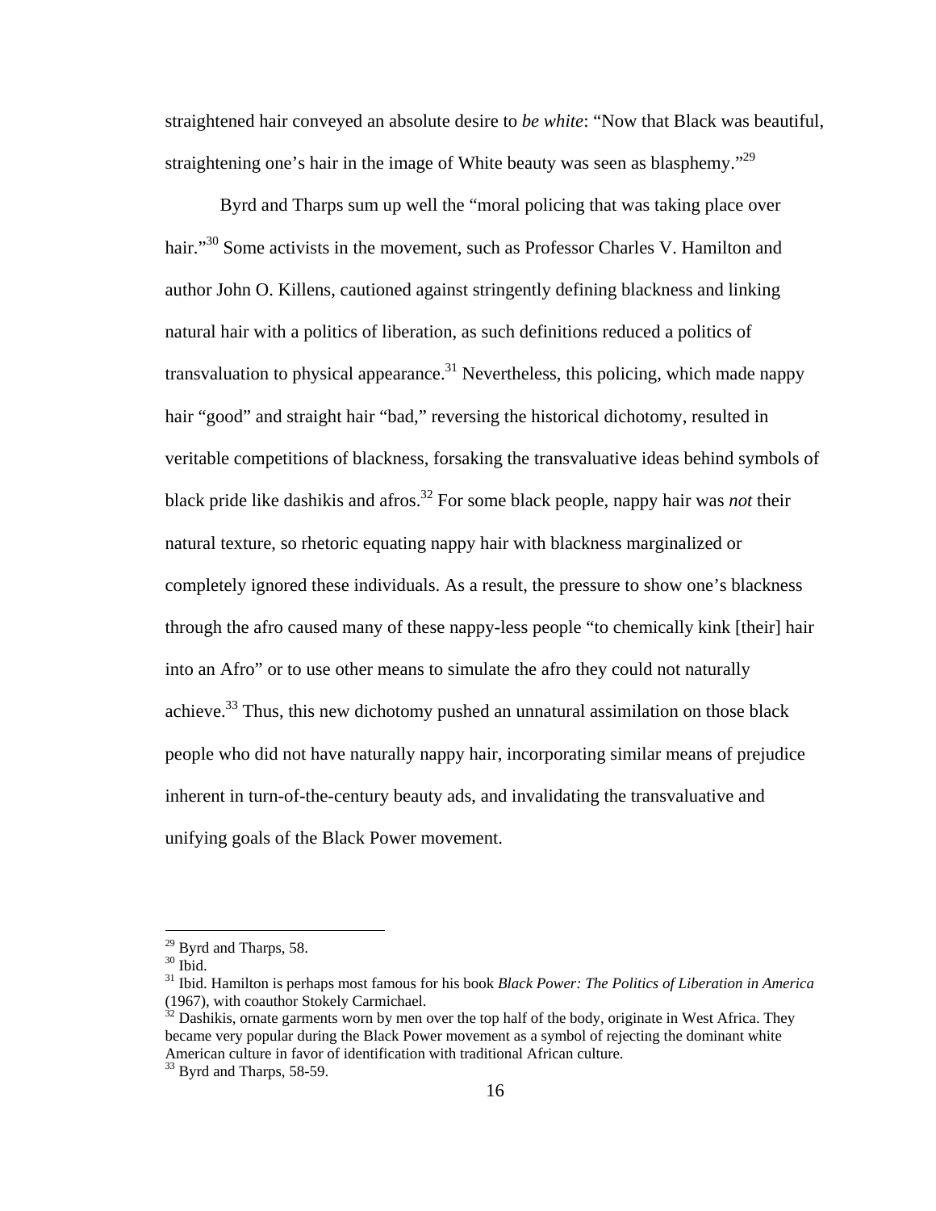straightened hair conveyed an absolute desire to *be white*: "Now that Black was beautiful, straightening one's hair in the image of White beauty was seen as blasphemy."[29]

Byrd and Tharps sum up well the "moral policing that was taking place over hair."[30] Some activists in the movement, such as Professor Charles V. Hamilton and author John O. Killens, cautioned against stringently defining blackness and linking natural hair with a politics of liberation, as such definitions reduced a politics of transvaluation to physical appearance.[31] Nevertheless, this policing, which made nappy hair "good" and straight hair "bad," reversing the historical dichotomy, resulted in veritable competitions of blackness, forsaking the transvaluative ideas behind symbols of black pride like dashikis and afros.[32] For some black people, nappy hair was *not* their natural texture, so rhetoric equating nappy hair with blackness marginalized or completely ignored these individuals. As a result, the pressure to show one's blackness through the afro caused many of these nappy-less people "to chemically kink [their] hair into an Afro" or to use other means to simulate the afro they could not naturally achieve.[33] Thus, this new dichotomy pushed an unnatural assimilation on those black people who did not have naturally nappy hair, incorporating similar means of prejudice inherent in turn-of-the-century beauty ads, and invalidating the transvaluative and unifying goals of the Black Power movement.

---

[29] Byrd and Tharps, 58.

[30] Ibid.

[31] Ibid. Hamilton is perhaps most famous for his book *Black Power: The Politics of Liberation in America* (1967), with coauthor Stokely Carmichael.

[32] Dashikis, ornate garments worn by men over the top half of the body, originate in West Africa. They became very popular during the Black Power movement as a symbol of rejecting the dominant white American culture in favor of identification with traditional African culture.

[33] Byrd and Tharps, 58-59.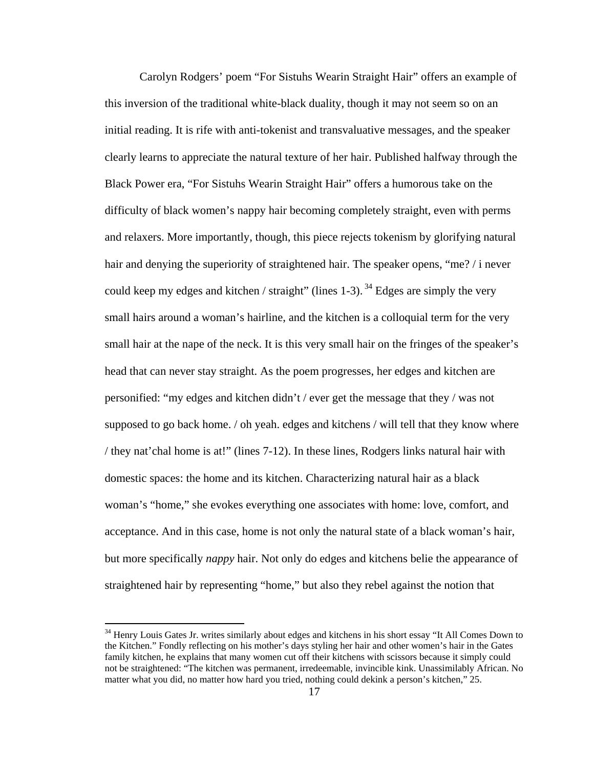Carolyn Rodgers' poem "For Sistuhs Wearin Straight Hair" offers an example of this inversion of the traditional white-black duality, though it may not seem so on an initial reading. It is rife with anti-tokenist and transvaluative messages, and the speaker clearly learns to appreciate the natural texture of her hair. Published halfway through the Black Power era, "For Sistuhs Wearin Straight Hair" offers a humorous take on the difficulty of black women's nappy hair becoming completely straight, even with perms and relaxers. More importantly, though, this piece rejects tokenism by glorifying natural hair and denying the superiority of straightened hair. The speaker opens, "me? / i never could keep my edges and kitchen / straight" (lines 1-3).[34] Edges are simply the very small hairs around a woman's hairline, and the kitchen is a colloquial term for the very small hair at the nape of the neck. It is this very small hair on the fringes of the speaker's head that can never stay straight. As the poem progresses, her edges and kitchen are personified: "my edges and kitchen didn't / ever get the message that they / was not supposed to go back home. / oh yeah. edges and kitchens / will tell that they know where / they nat'chal home is at!" (lines 7-12). In these lines, Rodgers links natural hair with domestic spaces: the home and its kitchen. Characterizing natural hair as a black woman's "home," she evokes everything one associates with home: love, comfort, and acceptance. And in this case, home is not only the natural state of a black woman's hair, but more specifically *nappy* hair. Not only do edges and kitchens belie the appearance of straightened hair by representing "home," but also they rebel against the notion that

[34] Henry Louis Gates Jr. writes similarly about edges and kitchens in his short essay "It All Comes Down to the Kitchen." Fondly reflecting on his mother's days styling her hair and other women's hair in the Gates family kitchen, he explains that many women cut off their kitchens with scissors because it simply could not be straightened: "The kitchen was permanent, irredeemable, invincible kink. Unassimilably African. No matter what you did, no matter how hard you tried, nothing could dekink a person's kitchen," 25.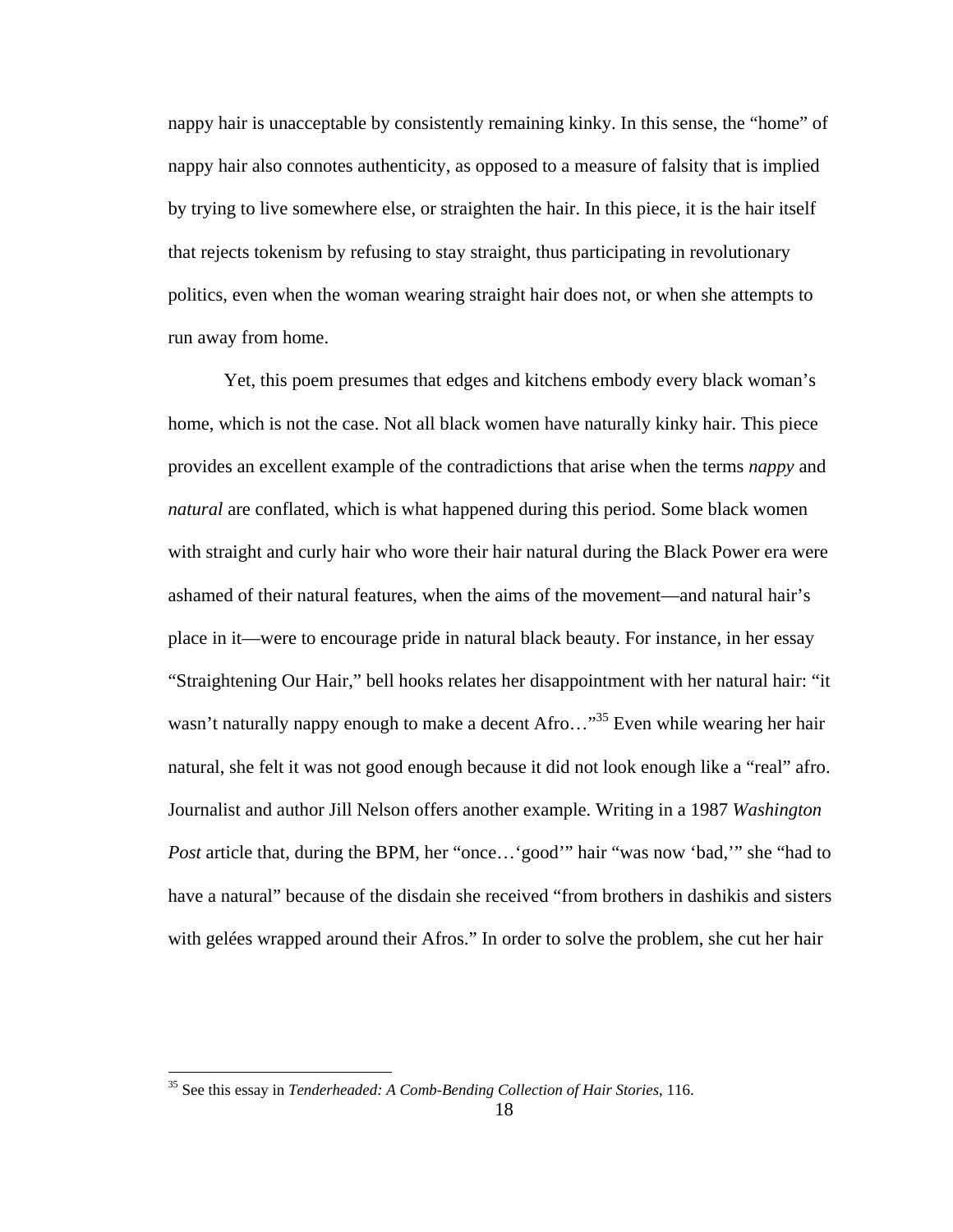nappy hair is unacceptable by consistently remaining kinky. In this sense, the "home" of nappy hair also connotes authenticity, as opposed to a measure of falsity that is implied by trying to live somewhere else, or straighten the hair. In this piece, it is the hair itself that rejects tokenism by refusing to stay straight, thus participating in revolutionary politics, even when the woman wearing straight hair does not, or when she attempts to run away from home.

Yet, this poem presumes that edges and kitchens embody every black woman's home, which is not the case. Not all black women have naturally kinky hair. This piece provides an excellent example of the contradictions that arise when the terms *nappy* and *natural* are conflated, which is what happened during this period. Some black women with straight and curly hair who wore their hair natural during the Black Power era were ashamed of their natural features, when the aims of the movement—and natural hair's place in it—were to encourage pride in natural black beauty. For instance, in her essay "Straightening Our Hair," bell hooks relates her disappointment with her natural hair: "it wasn't naturally nappy enough to make a decent Afro…"[35] Even while wearing her hair natural, she felt it was not good enough because it did not look enough like a "real" afro. Journalist and author Jill Nelson offers another example. Writing in a 1987 *Washington Post* article that, during the BPM, her "once…'good'" hair "was now 'bad,'" she "had to have a natural" because of the disdain she received "from brothers in dashikis and sisters with gelées wrapped around their Afros." In order to solve the problem, she cut her hair

---

[35] See this essay in *Tenderheaded: A Comb-Bending Collection of Hair Stories*, 116.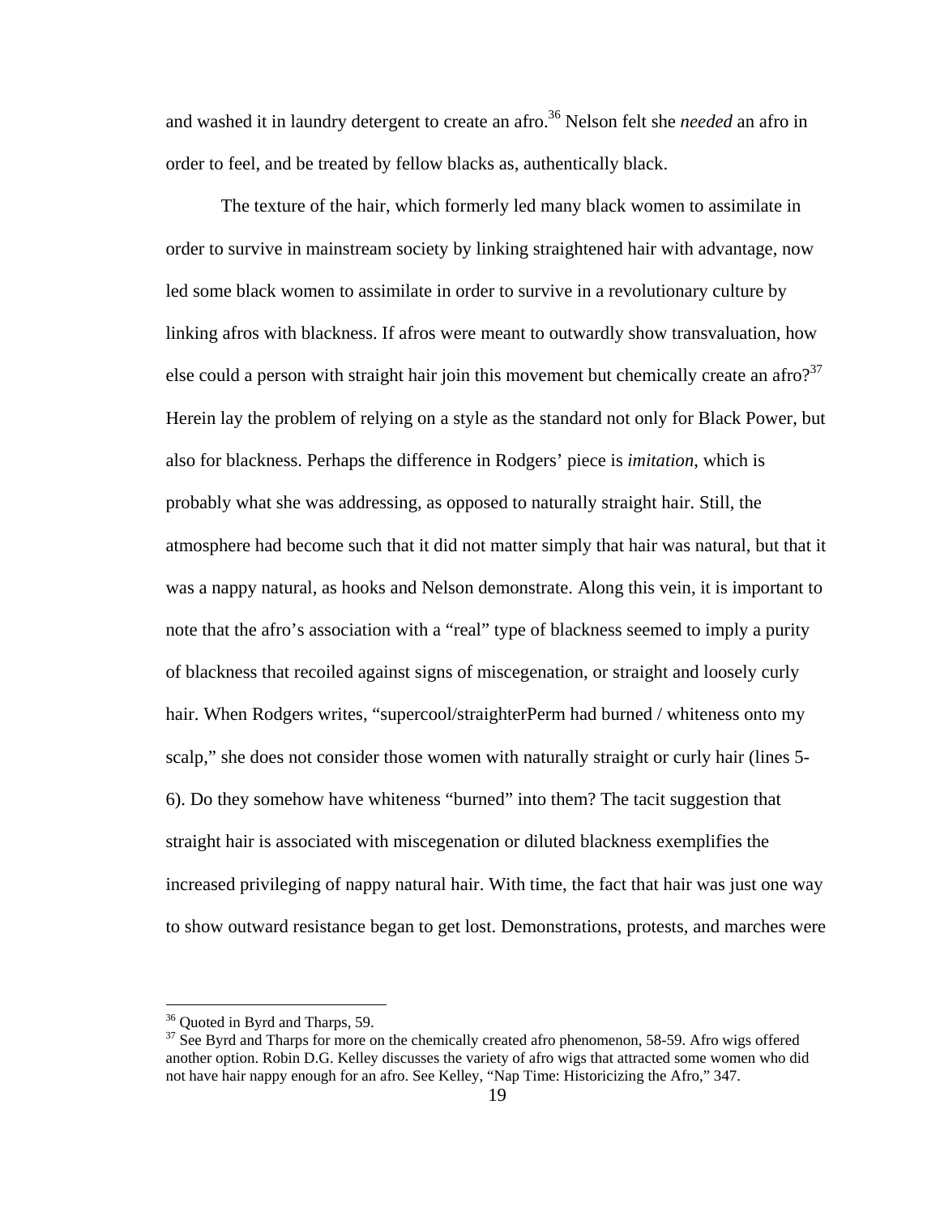and washed it in laundry detergent to create an afro.[36] Nelson felt she *needed* an afro in order to feel, and be treated by fellow blacks as, authentically black.

The texture of the hair, which formerly led many black women to assimilate in order to survive in mainstream society by linking straightened hair with advantage, now led some black women to assimilate in order to survive in a revolutionary culture by linking afros with blackness. If afros were meant to outwardly show transvaluation, how else could a person with straight hair join this movement but chemically create an afro?[37] Herein lay the problem of relying on a style as the standard not only for Black Power, but also for blackness. Perhaps the difference in Rodgers' piece is *imitation*, which is probably what she was addressing, as opposed to naturally straight hair. Still, the atmosphere had become such that it did not matter simply that hair was natural, but that it was a nappy natural, as hooks and Nelson demonstrate. Along this vein, it is important to note that the afro's association with a "real" type of blackness seemed to imply a purity of blackness that recoiled against signs of miscegenation, or straight and loosely curly hair. When Rodgers writes, "supercool/straighterPerm had burned / whiteness onto my scalp," she does not consider those women with naturally straight or curly hair (lines 5-6). Do they somehow have whiteness "burned" into them? The tacit suggestion that straight hair is associated with miscegenation or diluted blackness exemplifies the increased privileging of nappy natural hair. With time, the fact that hair was just one way to show outward resistance began to get lost. Demonstrations, protests, and marches were

---

[36] Quoted in Byrd and Tharps, 59.

[37] See Byrd and Tharps for more on the chemically created afro phenomenon, 58-59. Afro wigs offered another option. Robin D.G. Kelley discusses the variety of afro wigs that attracted some women who did not have hair nappy enough for an afro. See Kelley, "Nap Time: Historicizing the Afro," 347.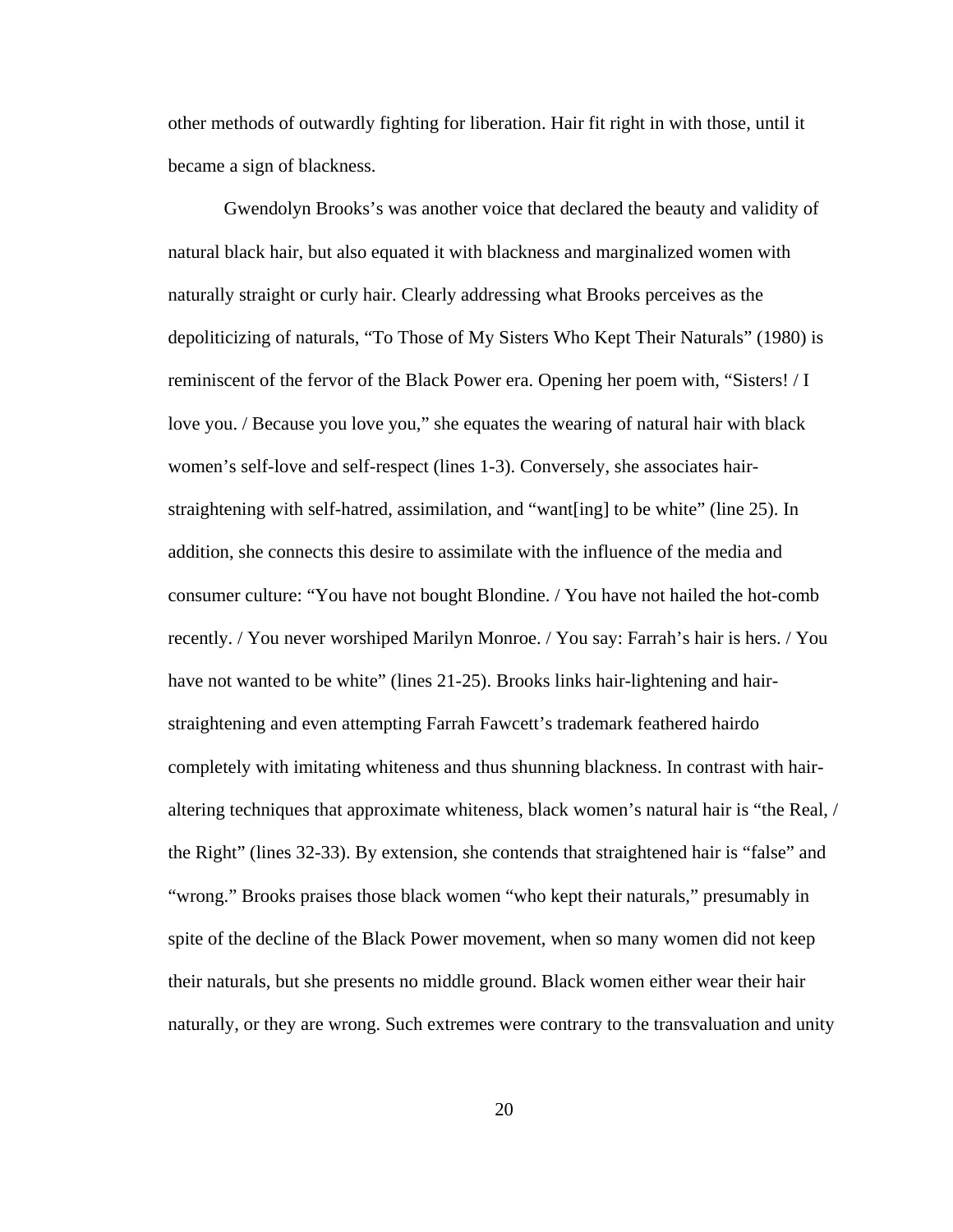other methods of outwardly fighting for liberation. Hair fit right in with those, until it became a sign of blackness.

Gwendolyn Brooks's was another voice that declared the beauty and validity of natural black hair, but also equated it with blackness and marginalized women with naturally straight or curly hair. Clearly addressing what Brooks perceives as the depoliticizing of naturals, "To Those of My Sisters Who Kept Their Naturals" (1980) is reminiscent of the fervor of the Black Power era. Opening her poem with, "Sisters! / I love you. / Because you love you," she equates the wearing of natural hair with black women's self-love and self-respect (lines 1-3). Conversely, she associates hair-straightening with self-hatred, assimilation, and "want[ing] to be white" (line 25). In addition, she connects this desire to assimilate with the influence of the media and consumer culture: "You have not bought Blondine. / You have not hailed the hot-comb recently. / You never worshiped Marilyn Monroe. / You say: Farrah's hair is hers. / You have not wanted to be white" (lines 21-25). Brooks links hair-lightening and hair-straightening and even attempting Farrah Fawcett's trademark feathered hairdo completely with imitating whiteness and thus shunning blackness. In contrast with hair-altering techniques that approximate whiteness, black women's natural hair is "the Real, / the Right" (lines 32-33). By extension, she contends that straightened hair is "false" and "wrong." Brooks praises those black women "who kept their naturals," presumably in spite of the decline of the Black Power movement, when so many women did not keep their naturals, but she presents no middle ground. Black women either wear their hair naturally, or they are wrong. Such extremes were contrary to the transvaluation and unity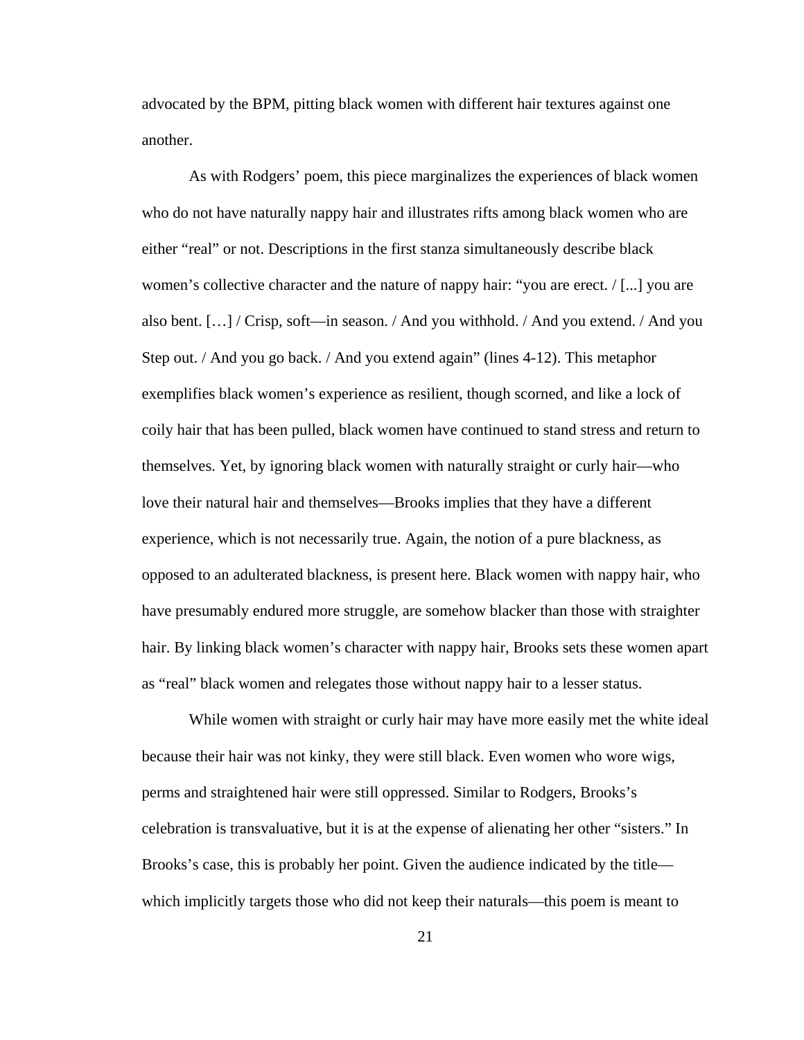advocated by the BPM, pitting black women with different hair textures against one another.

As with Rodgers' poem, this piece marginalizes the experiences of black women who do not have naturally nappy hair and illustrates rifts among black women who are either "real" or not. Descriptions in the first stanza simultaneously describe black women's collective character and the nature of nappy hair: "you are erect. / [...] you are also bent. […] / Crisp, soft—in season. / And you withhold. / And you extend. / And you Step out. / And you go back. / And you extend again" (lines 4-12). This metaphor exemplifies black women's experience as resilient, though scorned, and like a lock of coily hair that has been pulled, black women have continued to stand stress and return to themselves. Yet, by ignoring black women with naturally straight or curly hair—who love their natural hair and themselves—Brooks implies that they have a different experience, which is not necessarily true. Again, the notion of a pure blackness, as opposed to an adulterated blackness, is present here. Black women with nappy hair, who have presumably endured more struggle, are somehow blacker than those with straighter hair. By linking black women's character with nappy hair, Brooks sets these women apart as "real" black women and relegates those without nappy hair to a lesser status.

While women with straight or curly hair may have more easily met the white ideal because their hair was not kinky, they were still black. Even women who wore wigs, perms and straightened hair were still oppressed. Similar to Rodgers, Brooks's celebration is transvaluative, but it is at the expense of alienating her other "sisters." In Brooks's case, this is probably her point. Given the audience indicated by the title—which implicitly targets those who did not keep their naturals—this poem is meant to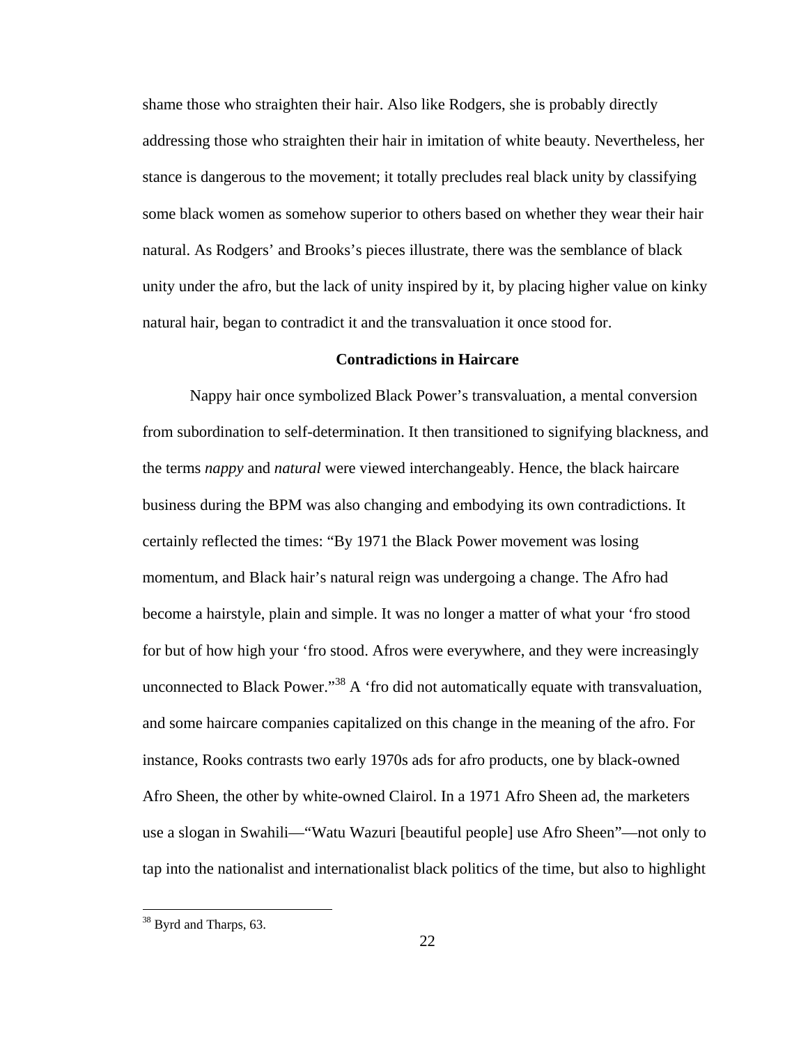shame those who straighten their hair. Also like Rodgers, she is probably directly addressing those who straighten their hair in imitation of white beauty. Nevertheless, her stance is dangerous to the movement; it totally precludes real black unity by classifying some black women as somehow superior to others based on whether they wear their hair natural. As Rodgers' and Brooks's pieces illustrate, there was the semblance of black unity under the afro, but the lack of unity inspired by it, by placing higher value on kinky natural hair, began to contradict it and the transvaluation it once stood for.

### Contradictions in Haircare

Nappy hair once symbolized Black Power's transvaluation, a mental conversion from subordination to self-determination. It then transitioned to signifying blackness, and the terms *nappy* and *natural* were viewed interchangeably. Hence, the black haircare business during the BPM was also changing and embodying its own contradictions. It certainly reflected the times: "By 1971 the Black Power movement was losing momentum, and Black hair's natural reign was undergoing a change. The Afro had become a hairstyle, plain and simple. It was no longer a matter of what your 'fro stood for but of how high your 'fro stood. Afros were everywhere, and they were increasingly unconnected to Black Power."[38] A 'fro did not automatically equate with transvaluation, and some haircare companies capitalized on this change in the meaning of the afro. For instance, Rooks contrasts two early 1970s ads for afro products, one by black-owned Afro Sheen, the other by white-owned Clairol. In a 1971 Afro Sheen ad, the marketers use a slogan in Swahili—"Watu Wazuri [beautiful people] use Afro Sheen"—not only to tap into the nationalist and internationalist black politics of the time, but also to highlight

[38] Byrd and Tharps, 63.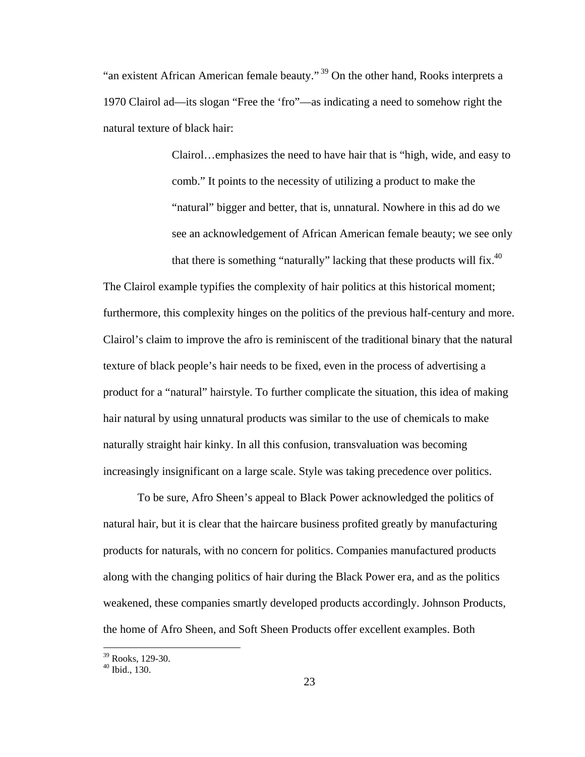"an existent African American female beauty."[39] On the other hand, Rooks interprets a 1970 Clairol ad—its slogan "Free the 'fro"—as indicating a need to somehow right the natural texture of black hair:

> Clairol…emphasizes the need to have hair that is "high, wide, and easy to comb." It points to the necessity of utilizing a product to make the "natural" bigger and better, that is, unnatural. Nowhere in this ad do we see an acknowledgement of African American female beauty; we see only that there is something "naturally" lacking that these products will fix.[40]

The Clairol example typifies the complexity of hair politics at this historical moment; furthermore, this complexity hinges on the politics of the previous half-century and more. Clairol's claim to improve the afro is reminiscent of the traditional binary that the natural texture of black people's hair needs to be fixed, even in the process of advertising a product for a "natural" hairstyle. To further complicate the situation, this idea of making hair natural by using unnatural products was similar to the use of chemicals to make naturally straight hair kinky. In all this confusion, transvaluation was becoming increasingly insignificant on a large scale. Style was taking precedence over politics.

To be sure, Afro Sheen's appeal to Black Power acknowledged the politics of natural hair, but it is clear that the haircare business profited greatly by manufacturing products for naturals, with no concern for politics. Companies manufactured products along with the changing politics of hair during the Black Power era, and as the politics weakened, these companies smartly developed products accordingly. Johnson Products, the home of Afro Sheen, and Soft Sheen Products offer excellent examples. Both

[39] Rooks, 129-30.
[40] Ibid., 130.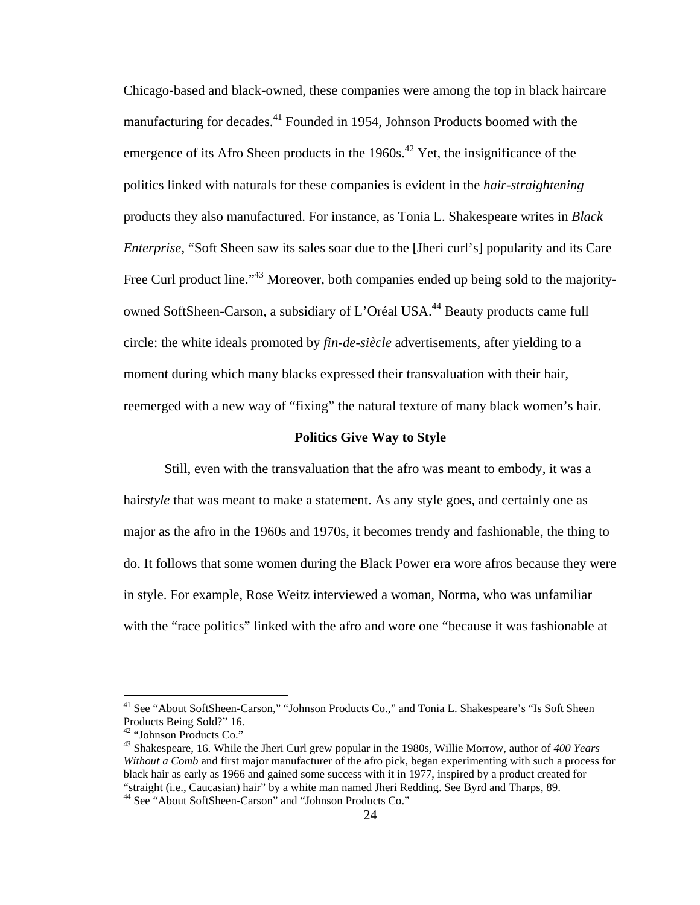Chicago-based and black-owned, these companies were among the top in black haircare manufacturing for decades.[41] Founded in 1954, Johnson Products boomed with the emergence of its Afro Sheen products in the 1960s.[42] Yet, the insignificance of the politics linked with naturals for these companies is evident in the *hair-straightening* products they also manufactured. For instance, as Tonia L. Shakespeare writes in *Black Enterprise*, "Soft Sheen saw its sales soar due to the [Jheri curl's] popularity and its Care Free Curl product line."[43] Moreover, both companies ended up being sold to the majority-owned SoftSheen-Carson, a subsidiary of L'Oréal USA.[44] Beauty products came full circle: the white ideals promoted by *fin-de-siècle* advertisements, after yielding to a moment during which many blacks expressed their transvaluation with their hair, reemerged with a new way of "fixing" the natural texture of many black women's hair.

### Politics Give Way to Style

Still, even with the transvaluation that the afro was meant to embody, it was a hair*style* that was meant to make a statement. As any style goes, and certainly one as major as the afro in the 1960s and 1970s, it becomes trendy and fashionable, the thing to do. It follows that some women during the Black Power era wore afros because they were in style. For example, Rose Weitz interviewed a woman, Norma, who was unfamiliar with the "race politics" linked with the afro and wore one "because it was fashionable at

---

[41] See "About SoftSheen-Carson," "Johnson Products Co.," and Tonia L. Shakespeare's "Is Soft Sheen Products Being Sold?" 16.

[42] "Johnson Products Co."

[43] Shakespeare, 16. While the Jheri Curl grew popular in the 1980s, Willie Morrow, author of *400 Years Without a Comb* and first major manufacturer of the afro pick, began experimenting with such a process for black hair as early as 1966 and gained some success with it in 1977, inspired by a product created for "straight (i.e., Caucasian) hair" by a white man named Jheri Redding. See Byrd and Tharps, 89.

[44] See "About SoftSheen-Carson" and "Johnson Products Co."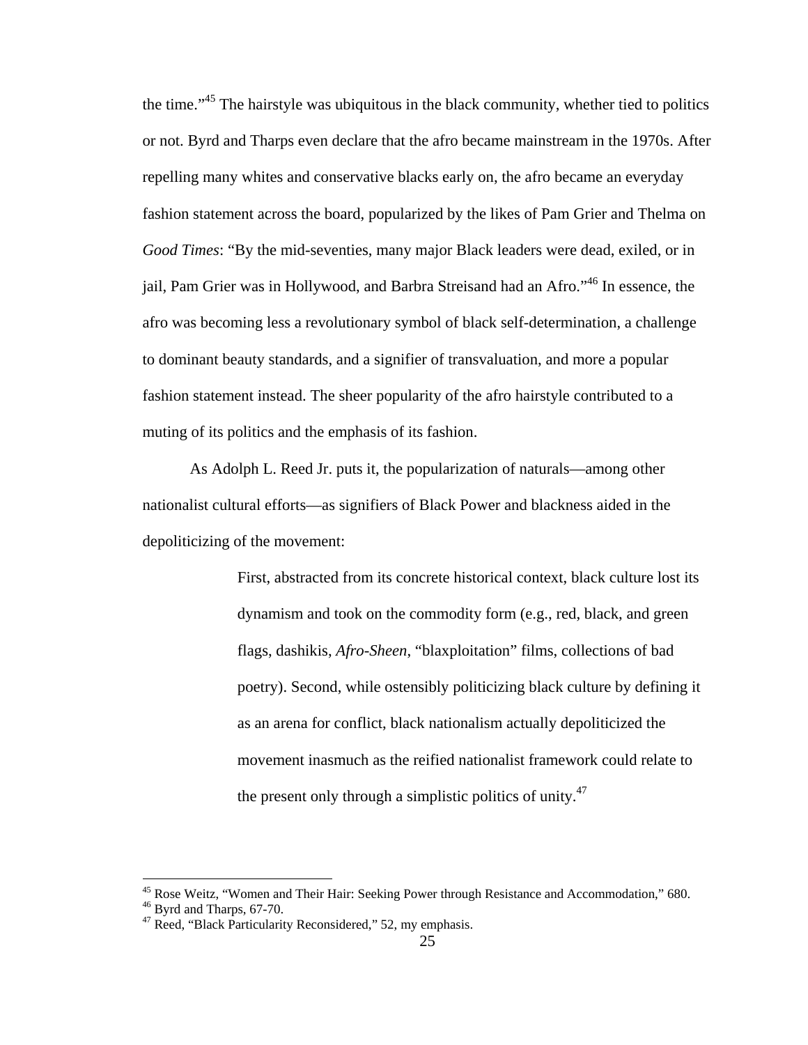the time."[45] The hairstyle was ubiquitous in the black community, whether tied to politics or not. Byrd and Tharps even declare that the afro became mainstream in the 1970s. After repelling many whites and conservative blacks early on, the afro became an everyday fashion statement across the board, popularized by the likes of Pam Grier and Thelma on *Good Times*: "By the mid-seventies, many major Black leaders were dead, exiled, or in jail, Pam Grier was in Hollywood, and Barbra Streisand had an Afro."[46] In essence, the afro was becoming less a revolutionary symbol of black self-determination, a challenge to dominant beauty standards, and a signifier of transvaluation, and more a popular fashion statement instead. The sheer popularity of the afro hairstyle contributed to a muting of its politics and the emphasis of its fashion.

As Adolph L. Reed Jr. puts it, the popularization of naturals—among other nationalist cultural efforts—as signifiers of Black Power and blackness aided in the depoliticizing of the movement:

> First, abstracted from its concrete historical context, black culture lost its dynamism and took on the commodity form (e.g., red, black, and green flags, dashikis, *Afro-Sheen*, "blaxploitation" films, collections of bad poetry). Second, while ostensibly politicizing black culture by defining it as an arena for conflict, black nationalism actually depoliticized the movement inasmuch as the reified nationalist framework could relate to the present only through a simplistic politics of unity.[47]

---

[45] Rose Weitz, "Women and Their Hair: Seeking Power through Resistance and Accommodation," 680.
[46] Byrd and Tharps, 67-70.
[47] Reed, "Black Particularity Reconsidered," 52, my emphasis.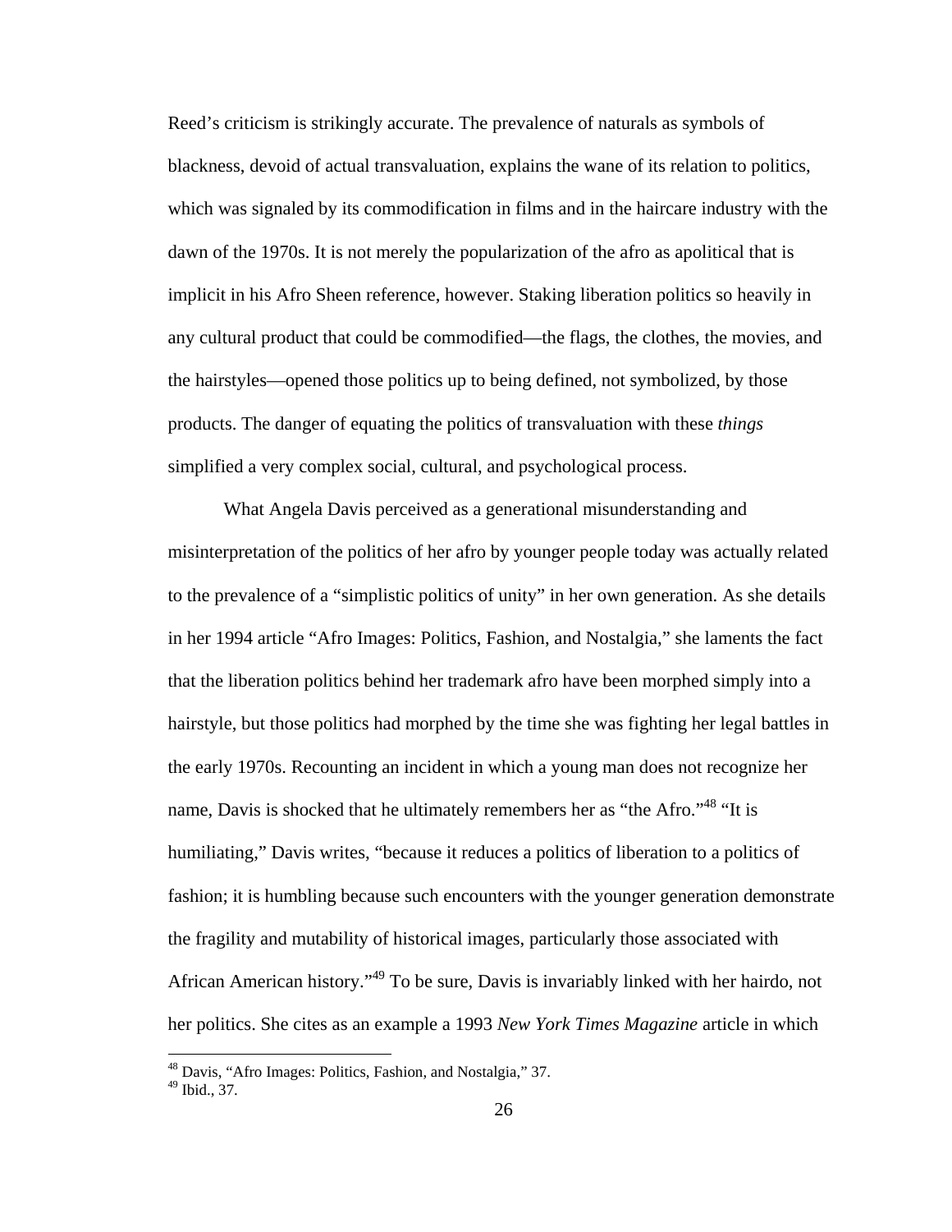Reed's criticism is strikingly accurate. The prevalence of naturals as symbols of blackness, devoid of actual transvaluation, explains the wane of its relation to politics, which was signaled by its commodification in films and in the haircare industry with the dawn of the 1970s. It is not merely the popularization of the afro as apolitical that is implicit in his Afro Sheen reference, however. Staking liberation politics so heavily in any cultural product that could be commodified—the flags, the clothes, the movies, and the hairstyles—opened those politics up to being defined, not symbolized, by those products. The danger of equating the politics of transvaluation with these *things* simplified a very complex social, cultural, and psychological process.

What Angela Davis perceived as a generational misunderstanding and misinterpretation of the politics of her afro by younger people today was actually related to the prevalence of a "simplistic politics of unity" in her own generation. As she details in her 1994 article "Afro Images: Politics, Fashion, and Nostalgia," she laments the fact that the liberation politics behind her trademark afro have been morphed simply into a hairstyle, but those politics had morphed by the time she was fighting her legal battles in the early 1970s. Recounting an incident in which a young man does not recognize her name, Davis is shocked that he ultimately remembers her as "the Afro."[48] "It is humiliating," Davis writes, "because it reduces a politics of liberation to a politics of fashion; it is humbling because such encounters with the younger generation demonstrate the fragility and mutability of historical images, particularly those associated with African American history."[49] To be sure, Davis is invariably linked with her hairdo, not her politics. She cites as an example a 1993 *New York Times Magazine* article in which

[48] Davis, "Afro Images: Politics, Fashion, and Nostalgia," 37.
[49] Ibid., 37.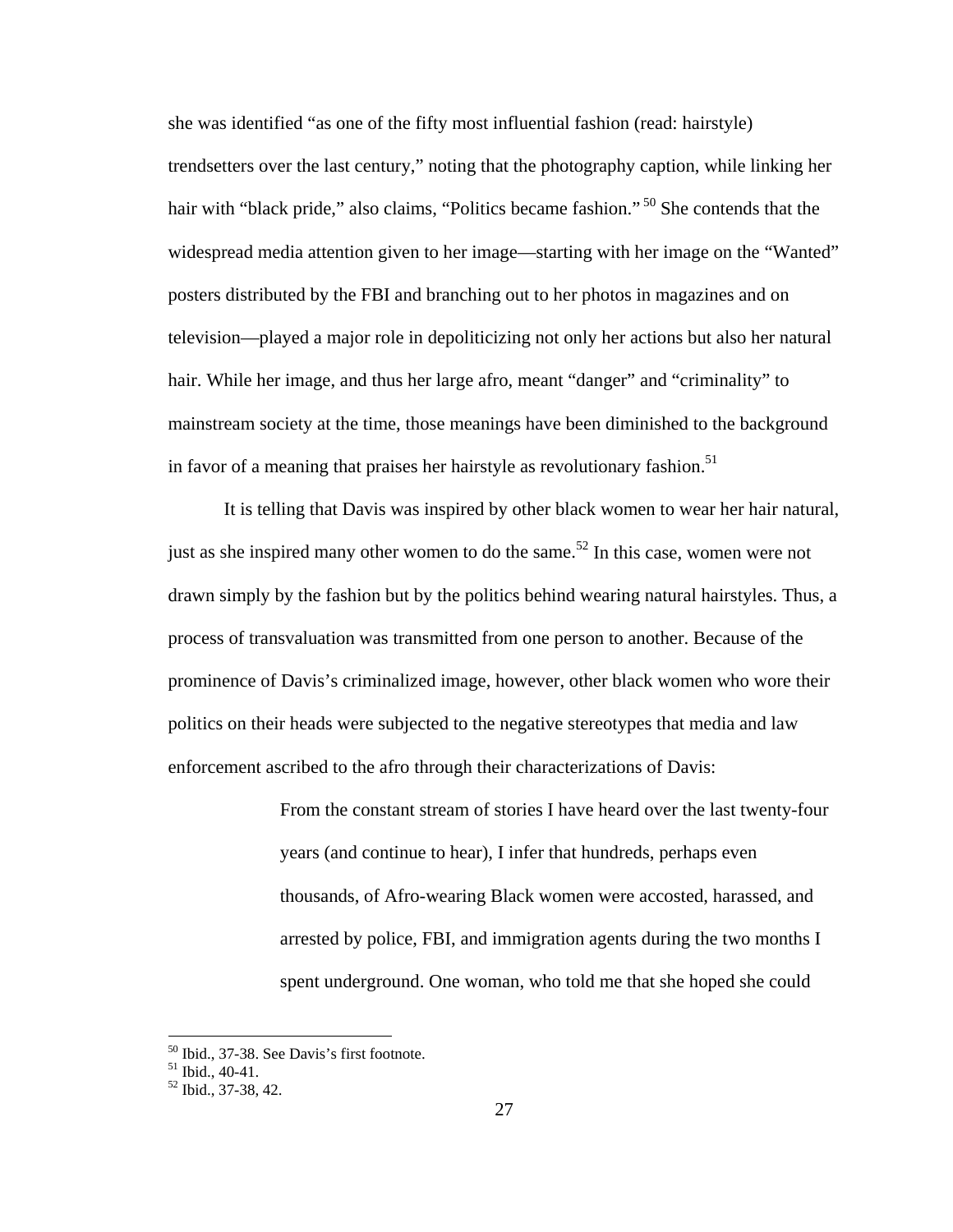she was identified "as one of the fifty most influential fashion (read: hairstyle) trendsetters over the last century," noting that the photography caption, while linking her hair with "black pride," also claims, "Politics became fashion." [50] She contends that the widespread media attention given to her image—starting with her image on the "Wanted" posters distributed by the FBI and branching out to her photos in magazines and on television—played a major role in depoliticizing not only her actions but also her natural hair. While her image, and thus her large afro, meant "danger" and "criminality" to mainstream society at the time, those meanings have been diminished to the background in favor of a meaning that praises her hairstyle as revolutionary fashion.[51]

It is telling that Davis was inspired by other black women to wear her hair natural, just as she inspired many other women to do the same.[52] In this case, women were not drawn simply by the fashion but by the politics behind wearing natural hairstyles. Thus, a process of transvaluation was transmitted from one person to another. Because of the prominence of Davis's criminalized image, however, other black women who wore their politics on their heads were subjected to the negative stereotypes that media and law enforcement ascribed to the afro through their characterizations of Davis:

> From the constant stream of stories I have heard over the last twenty-four years (and continue to hear), I infer that hundreds, perhaps even thousands, of Afro-wearing Black women were accosted, harassed, and arrested by police, FBI, and immigration agents during the two months I spent underground. One woman, who told me that she hoped she could

---

[50] Ibid., 37-38. See Davis's first footnote.
[51] Ibid., 40-41.
[52] Ibid., 37-38, 42.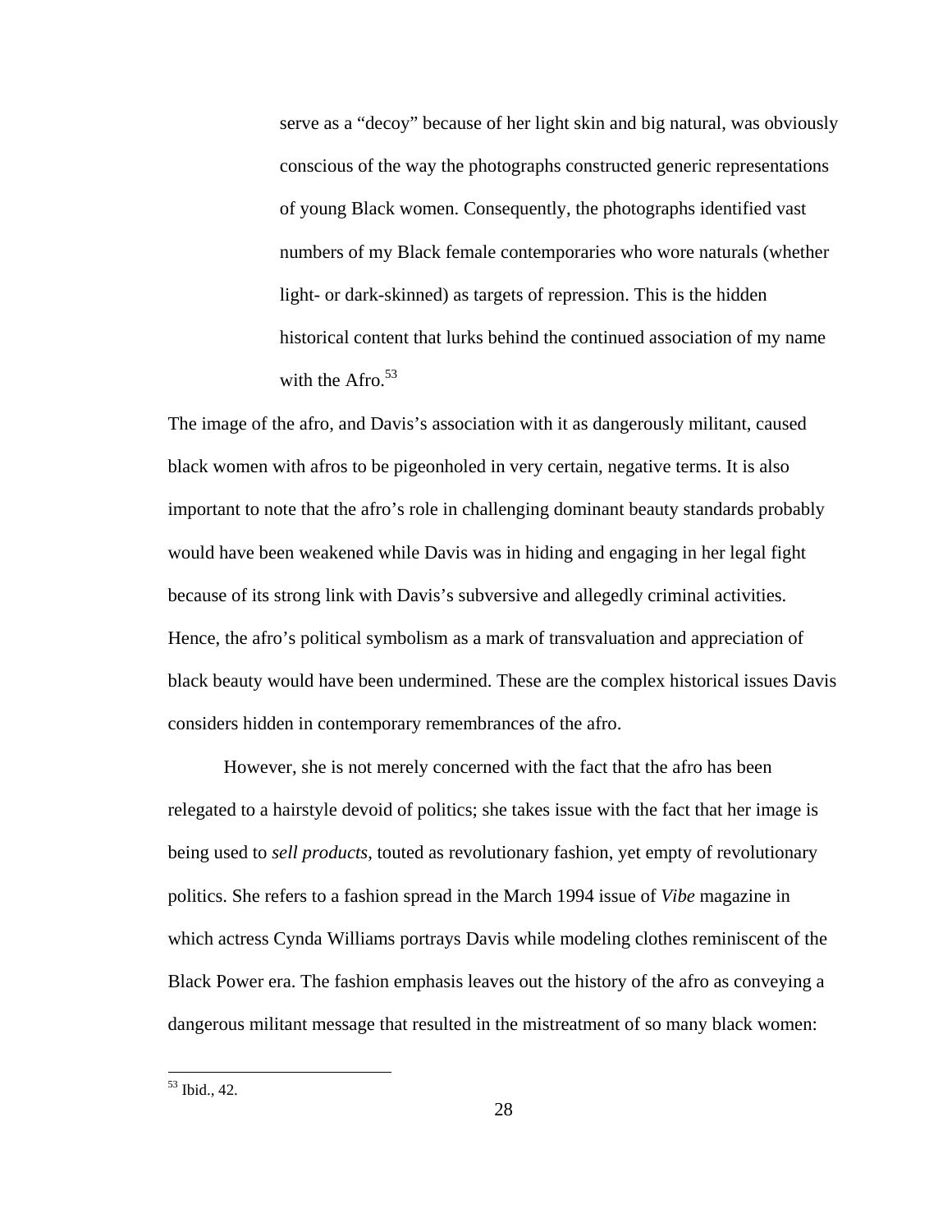> serve as a "decoy" because of her light skin and big natural, was obviously conscious of the way the photographs constructed generic representations of young Black women. Consequently, the photographs identified vast numbers of my Black female contemporaries who wore naturals (whether light- or dark-skinned) as targets of repression. This is the hidden historical content that lurks behind the continued association of my name with the Afro.[53]

The image of the afro, and Davis's association with it as dangerously militant, caused black women with afros to be pigeonholed in very certain, negative terms. It is also important to note that the afro's role in challenging dominant beauty standards probably would have been weakened while Davis was in hiding and engaging in her legal fight because of its strong link with Davis's subversive and allegedly criminal activities. Hence, the afro's political symbolism as a mark of transvaluation and appreciation of black beauty would have been undermined. These are the complex historical issues Davis considers hidden in contemporary remembrances of the afro.

However, she is not merely concerned with the fact that the afro has been relegated to a hairstyle devoid of politics; she takes issue with the fact that her image is being used to *sell products*, touted as revolutionary fashion, yet empty of revolutionary politics. She refers to a fashion spread in the March 1994 issue of *Vibe* magazine in which actress Cynda Williams portrays Davis while modeling clothes reminiscent of the Black Power era. The fashion emphasis leaves out the history of the afro as conveying a dangerous militant message that resulted in the mistreatment of so many black women:

---

[53] Ibid., 42.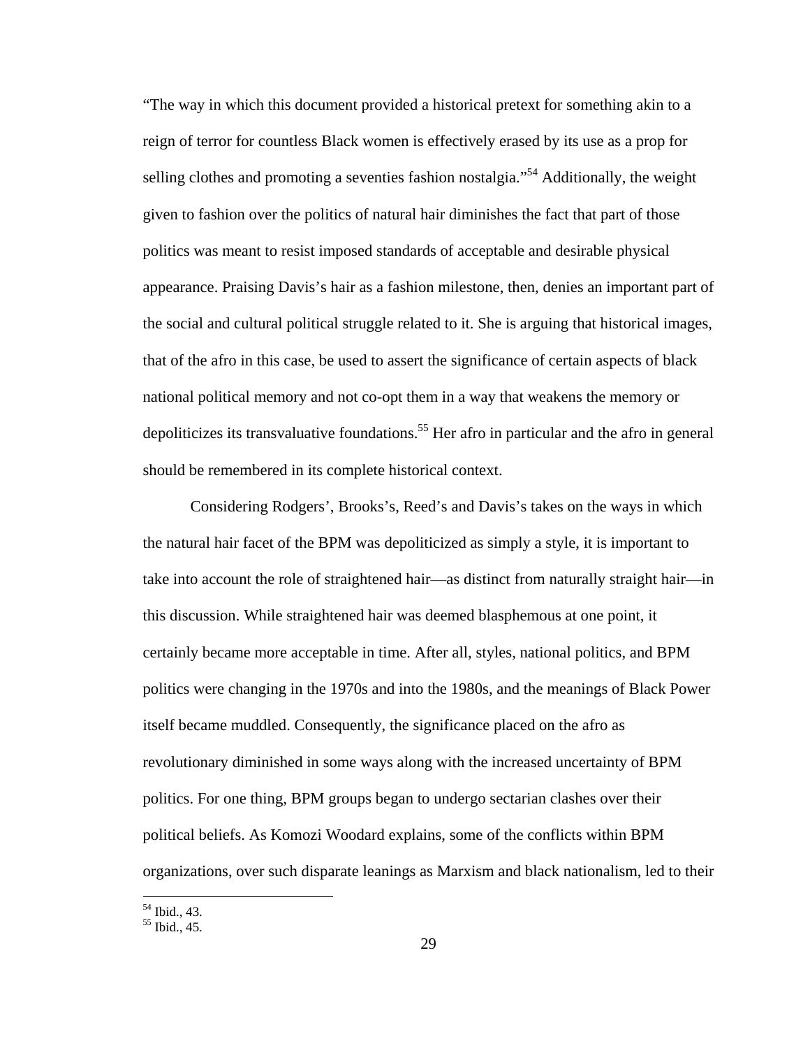"The way in which this document provided a historical pretext for something akin to a reign of terror for countless Black women is effectively erased by its use as a prop for selling clothes and promoting a seventies fashion nostalgia."[54] Additionally, the weight given to fashion over the politics of natural hair diminishes the fact that part of those politics was meant to resist imposed standards of acceptable and desirable physical appearance. Praising Davis's hair as a fashion milestone, then, denies an important part of the social and cultural political struggle related to it. She is arguing that historical images, that of the afro in this case, be used to assert the significance of certain aspects of black national political memory and not co-opt them in a way that weakens the memory or depoliticizes its transvaluative foundations.[55] Her afro in particular and the afro in general should be remembered in its complete historical context.

Considering Rodgers', Brooks's, Reed's and Davis's takes on the ways in which the natural hair facet of the BPM was depoliticized as simply a style, it is important to take into account the role of straightened hair—as distinct from naturally straight hair—in this discussion. While straightened hair was deemed blasphemous at one point, it certainly became more acceptable in time. After all, styles, national politics, and BPM politics were changing in the 1970s and into the 1980s, and the meanings of Black Power itself became muddled. Consequently, the significance placed on the afro as revolutionary diminished in some ways along with the increased uncertainty of BPM politics. For one thing, BPM groups began to undergo sectarian clashes over their political beliefs. As Komozi Woodard explains, some of the conflicts within BPM organizations, over such disparate leanings as Marxism and black nationalism, led to their

[54] Ibid., 43.

[55] Ibid., 45.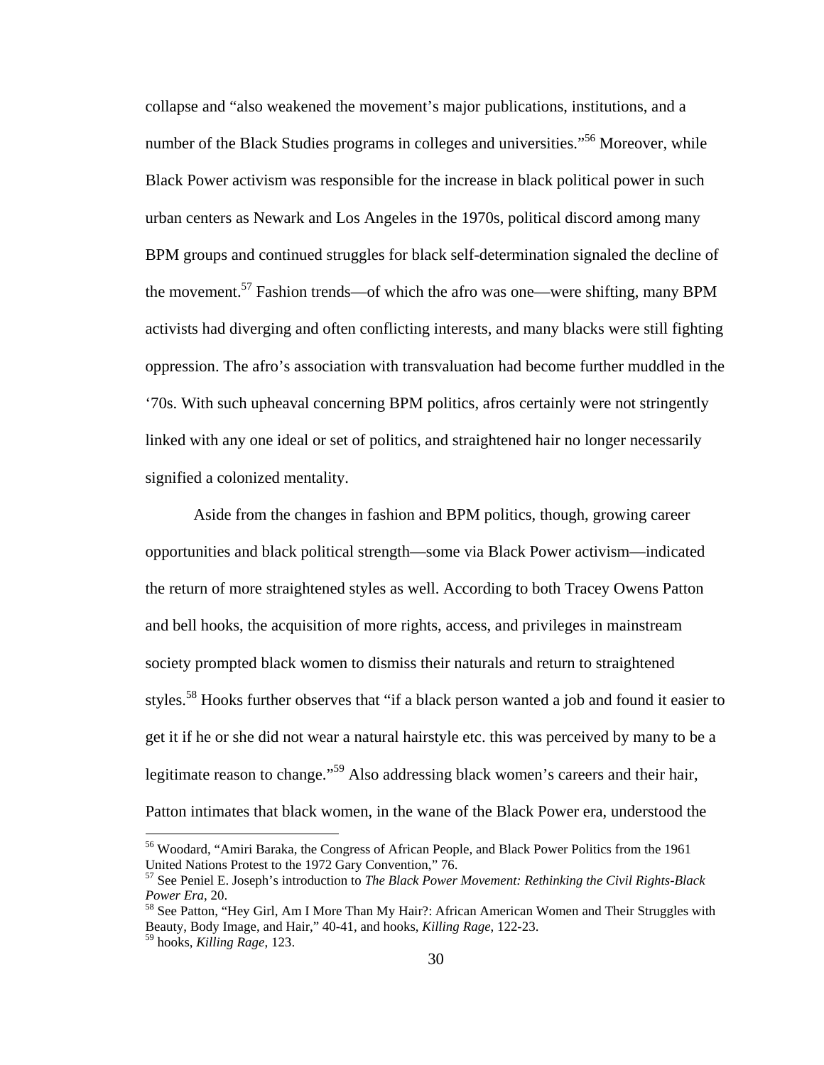collapse and "also weakened the movement's major publications, institutions, and a number of the Black Studies programs in colleges and universities."[56] Moreover, while Black Power activism was responsible for the increase in black political power in such urban centers as Newark and Los Angeles in the 1970s, political discord among many BPM groups and continued struggles for black self-determination signaled the decline of the movement.[57] Fashion trends—of which the afro was one—were shifting, many BPM activists had diverging and often conflicting interests, and many blacks were still fighting oppression. The afro's association with transvaluation had become further muddled in the '70s. With such upheaval concerning BPM politics, afros certainly were not stringently linked with any one ideal or set of politics, and straightened hair no longer necessarily signified a colonized mentality.

Aside from the changes in fashion and BPM politics, though, growing career opportunities and black political strength—some via Black Power activism—indicated the return of more straightened styles as well. According to both Tracey Owens Patton and bell hooks, the acquisition of more rights, access, and privileges in mainstream society prompted black women to dismiss their naturals and return to straightened styles.[58] Hooks further observes that "if a black person wanted a job and found it easier to get it if he or she did not wear a natural hairstyle etc. this was perceived by many to be a legitimate reason to change."[59] Also addressing black women's careers and their hair, Patton intimates that black women, in the wane of the Black Power era, understood the

---

[56] Woodard, "Amiri Baraka, the Congress of African People, and Black Power Politics from the 1961 United Nations Protest to the 1972 Gary Convention," 76.

[57] See Peniel E. Joseph's introduction to *The Black Power Movement: Rethinking the Civil Rights-Black Power Era*, 20.

[58] See Patton, "Hey Girl, Am I More Than My Hair?: African American Women and Their Struggles with Beauty, Body Image, and Hair," 40-41, and hooks, *Killing Rage*, 122-23.

[59] hooks, *Killing Rage*, 123.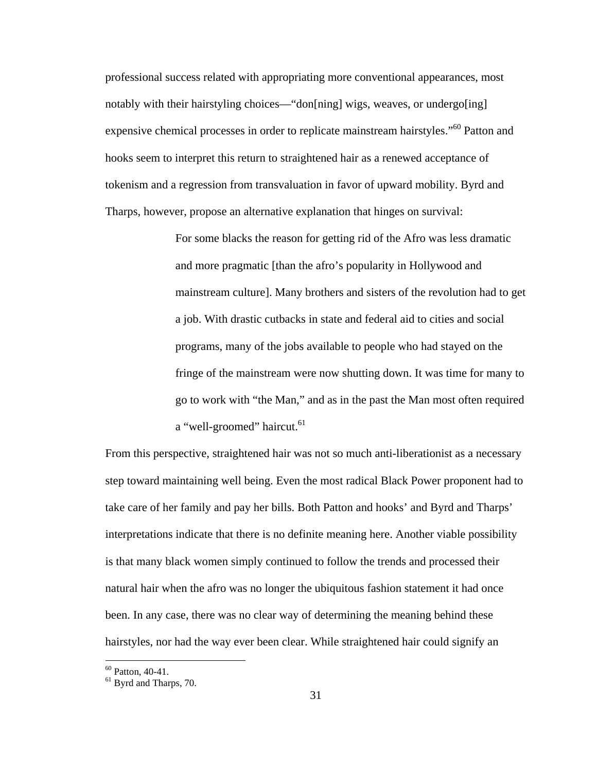professional success related with appropriating more conventional appearances, most notably with their hairstyling choices—"don[ning] wigs, weaves, or undergo[ing] expensive chemical processes in order to replicate mainstream hairstyles."[60] Patton and hooks seem to interpret this return to straightened hair as a renewed acceptance of tokenism and a regression from transvaluation in favor of upward mobility. Byrd and Tharps, however, propose an alternative explanation that hinges on survival:

> For some blacks the reason for getting rid of the Afro was less dramatic and more pragmatic [than the afro's popularity in Hollywood and mainstream culture]. Many brothers and sisters of the revolution had to get a job. With drastic cutbacks in state and federal aid to cities and social programs, many of the jobs available to people who had stayed on the fringe of the mainstream were now shutting down. It was time for many to go to work with "the Man," and as in the past the Man most often required a "well-groomed" haircut.[61]

From this perspective, straightened hair was not so much anti-liberationist as a necessary step toward maintaining well being. Even the most radical Black Power proponent had to take care of her family and pay her bills. Both Patton and hooks' and Byrd and Tharps' interpretations indicate that there is no definite meaning here. Another viable possibility is that many black women simply continued to follow the trends and processed their natural hair when the afro was no longer the ubiquitous fashion statement it had once been. In any case, there was no clear way of determining the meaning behind these hairstyles, nor had the way ever been clear. While straightened hair could signify an

---

[60] Patton, 40-41.

[61] Byrd and Tharps, 70.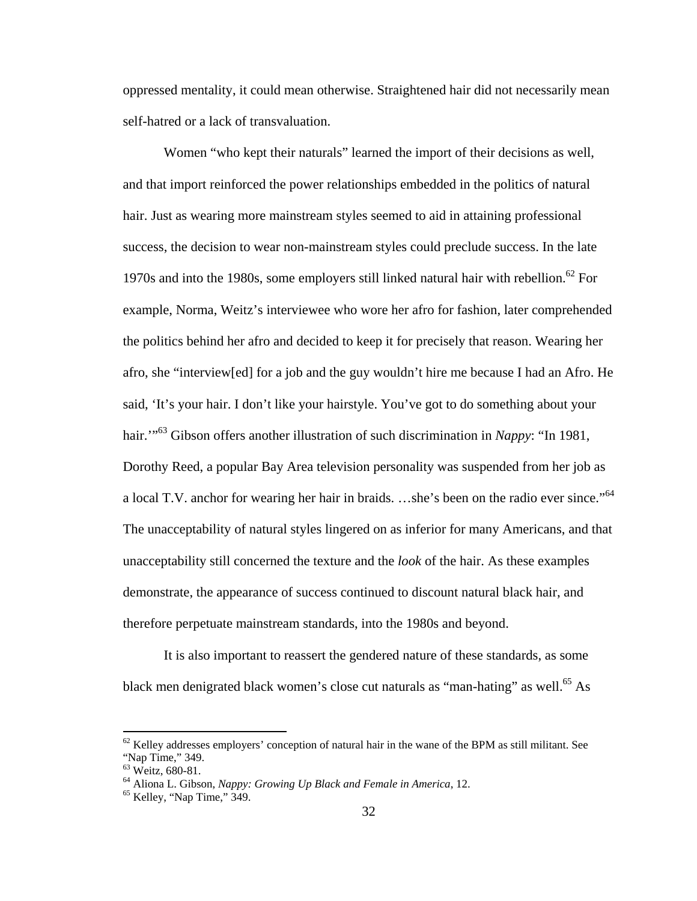oppressed mentality, it could mean otherwise. Straightened hair did not necessarily mean self-hatred or a lack of transvaluation.

Women "who kept their naturals" learned the import of their decisions as well, and that import reinforced the power relationships embedded in the politics of natural hair. Just as wearing more mainstream styles seemed to aid in attaining professional success, the decision to wear non-mainstream styles could preclude success. In the late 1970s and into the 1980s, some employers still linked natural hair with rebellion.[62] For example, Norma, Weitz's interviewee who wore her afro for fashion, later comprehended the politics behind her afro and decided to keep it for precisely that reason. Wearing her afro, she "interview[ed] for a job and the guy wouldn't hire me because I had an Afro. He said, 'It's your hair. I don't like your hairstyle. You've got to do something about your hair.'"[63] Gibson offers another illustration of such discrimination in *Nappy*: "In 1981, Dorothy Reed, a popular Bay Area television personality was suspended from her job as a local T.V. anchor for wearing her hair in braids. …she's been on the radio ever since."[64] The unacceptability of natural styles lingered on as inferior for many Americans, and that unacceptability still concerned the texture and the *look* of the hair. As these examples demonstrate, the appearance of success continued to discount natural black hair, and therefore perpetuate mainstream standards, into the 1980s and beyond.

It is also important to reassert the gendered nature of these standards, as some black men denigrated black women's close cut naturals as "man-hating" as well.[65] As

---

[62] Kelley addresses employers' conception of natural hair in the wane of the BPM as still militant. See "Nap Time," 349.

[63] Weitz, 680-81.

[64] Aliona L. Gibson, *Nappy: Growing Up Black and Female in America*, 12.

[65] Kelley, "Nap Time," 349.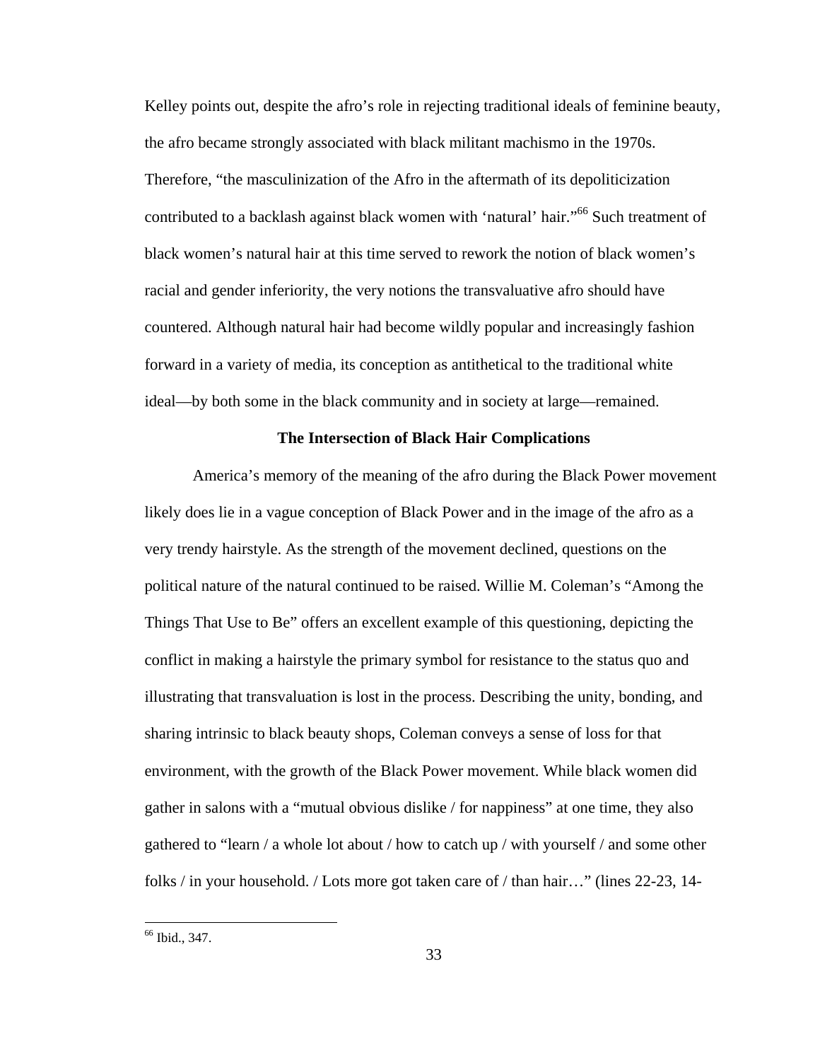Kelley points out, despite the afro's role in rejecting traditional ideals of feminine beauty, the afro became strongly associated with black militant machismo in the 1970s. Therefore, "the masculinization of the Afro in the aftermath of its depoliticization contributed to a backlash against black women with 'natural' hair."[66] Such treatment of black women's natural hair at this time served to rework the notion of black women's racial and gender inferiority, the very notions the transvaluative afro should have countered. Although natural hair had become wildly popular and increasingly fashion forward in a variety of media, its conception as antithetical to the traditional white ideal—by both some in the black community and in society at large—remained.

**The Intersection of Black Hair Complications**

America's memory of the meaning of the afro during the Black Power movement likely does lie in a vague conception of Black Power and in the image of the afro as a very trendy hairstyle. As the strength of the movement declined, questions on the political nature of the natural continued to be raised. Willie M. Coleman's "Among the Things That Use to Be" offers an excellent example of this questioning, depicting the conflict in making a hairstyle the primary symbol for resistance to the status quo and illustrating that transvaluation is lost in the process. Describing the unity, bonding, and sharing intrinsic to black beauty shops, Coleman conveys a sense of loss for that environment, with the growth of the Black Power movement. While black women did gather in salons with a "mutual obvious dislike / for nappiness" at one time, they also gathered to "learn / a whole lot about / how to catch up / with yourself / and some other folks / in your household. / Lots more got taken care of / than hair…" (lines 22-23, 14-

---

[66] Ibid., 347.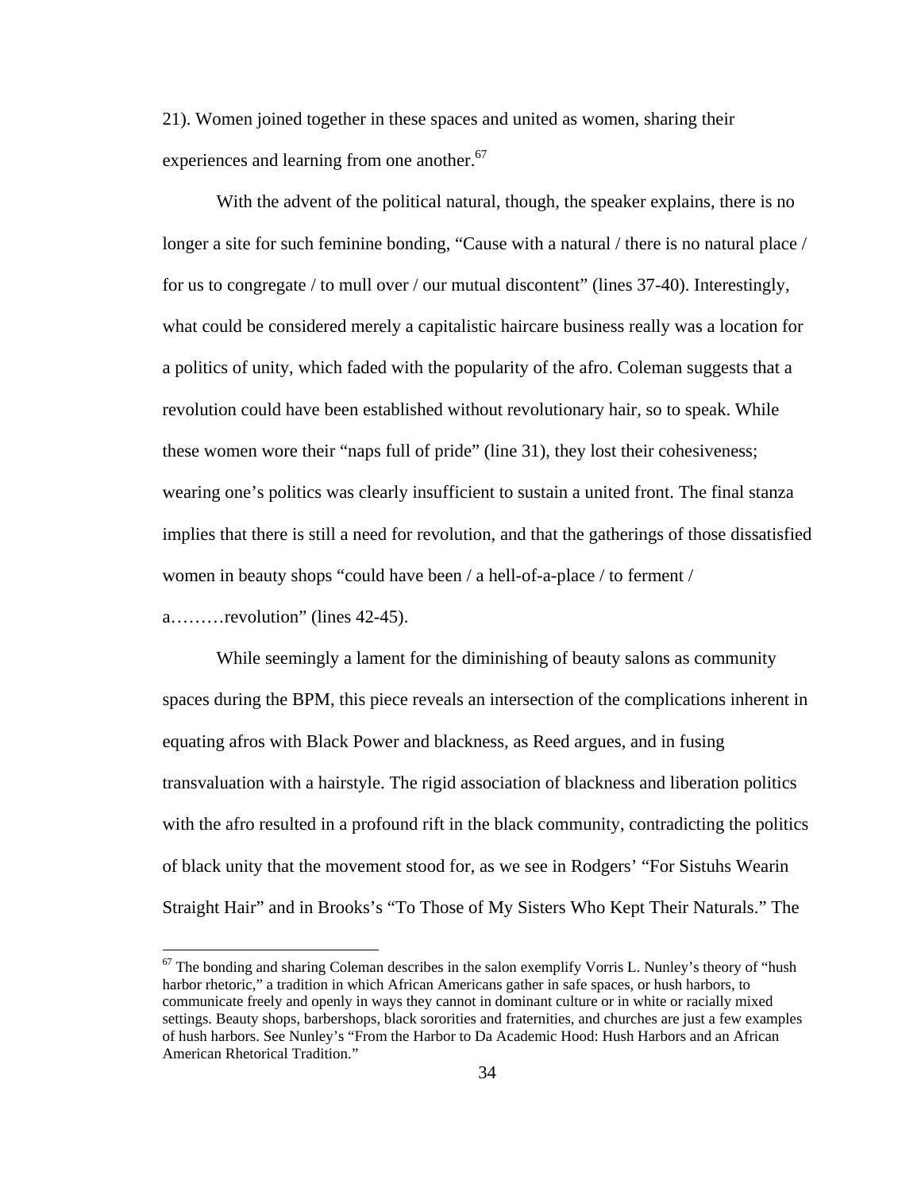21). Women joined together in these spaces and united as women, sharing their experiences and learning from one another.[67]

With the advent of the political natural, though, the speaker explains, there is no longer a site for such feminine bonding, "Cause with a natural / there is no natural place / for us to congregate / to mull over / our mutual discontent" (lines 37-40). Interestingly, what could be considered merely a capitalistic haircare business really was a location for a politics of unity, which faded with the popularity of the afro. Coleman suggests that a revolution could have been established without revolutionary hair, so to speak. While these women wore their "naps full of pride" (line 31), they lost their cohesiveness; wearing one's politics was clearly insufficient to sustain a united front. The final stanza implies that there is still a need for revolution, and that the gatherings of those dissatisfied women in beauty shops "could have been / a hell-of-a-place / to ferment / a………revolution" (lines 42-45).

While seemingly a lament for the diminishing of beauty salons as community spaces during the BPM, this piece reveals an intersection of the complications inherent in equating afros with Black Power and blackness, as Reed argues, and in fusing transvaluation with a hairstyle. The rigid association of blackness and liberation politics with the afro resulted in a profound rift in the black community, contradicting the politics of black unity that the movement stood for, as we see in Rodgers' "For Sistuhs Wearin Straight Hair" and in Brooks's "To Those of My Sisters Who Kept Their Naturals." The

[67] The bonding and sharing Coleman describes in the salon exemplify Vorris L. Nunley's theory of "hush harbor rhetoric," a tradition in which African Americans gather in safe spaces, or hush harbors, to communicate freely and openly in ways they cannot in dominant culture or in white or racially mixed settings. Beauty shops, barbershops, black sororities and fraternities, and churches are just a few examples of hush harbors. See Nunley's "From the Harbor to Da Academic Hood: Hush Harbors and an African American Rhetorical Tradition."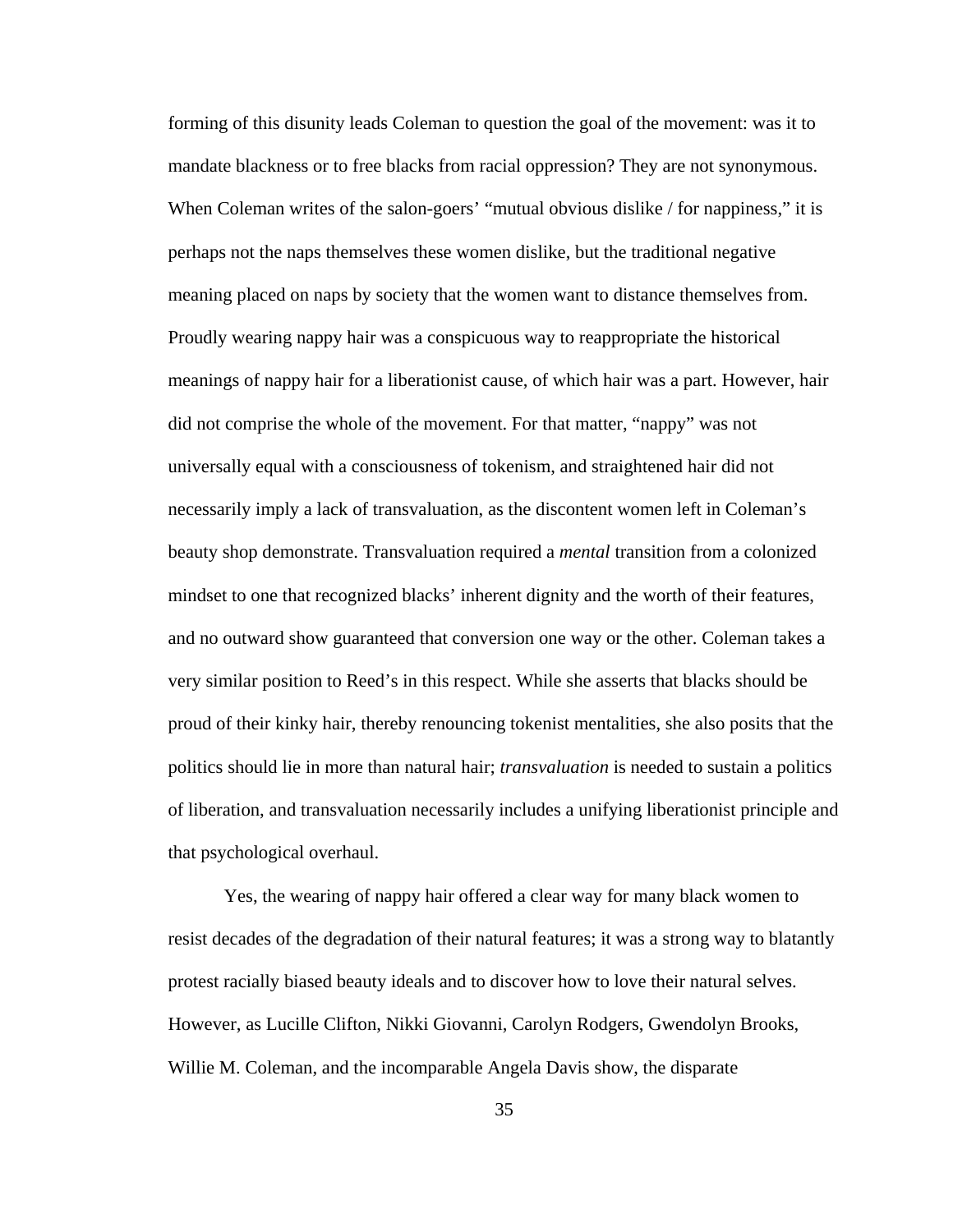forming of this disunity leads Coleman to question the goal of the movement: was it to mandate blackness or to free blacks from racial oppression? They are not synonymous. When Coleman writes of the salon-goers' "mutual obvious dislike / for nappiness," it is perhaps not the naps themselves these women dislike, but the traditional negative meaning placed on naps by society that the women want to distance themselves from. Proudly wearing nappy hair was a conspicuous way to reappropriate the historical meanings of nappy hair for a liberationist cause, of which hair was a part. However, hair did not comprise the whole of the movement. For that matter, "nappy" was not universally equal with a consciousness of tokenism, and straightened hair did not necessarily imply a lack of transvaluation, as the discontent women left in Coleman's beauty shop demonstrate. Transvaluation required a *mental* transition from a colonized mindset to one that recognized blacks' inherent dignity and the worth of their features, and no outward show guaranteed that conversion one way or the other. Coleman takes a very similar position to Reed's in this respect. While she asserts that blacks should be proud of their kinky hair, thereby renouncing tokenist mentalities, she also posits that the politics should lie in more than natural hair; *transvaluation* is needed to sustain a politics of liberation, and transvaluation necessarily includes a unifying liberationist principle and that psychological overhaul.

Yes, the wearing of nappy hair offered a clear way for many black women to resist decades of the degradation of their natural features; it was a strong way to blatantly protest racially biased beauty ideals and to discover how to love their natural selves. However, as Lucille Clifton, Nikki Giovanni, Carolyn Rodgers, Gwendolyn Brooks, Willie M. Coleman, and the incomparable Angela Davis show, the disparate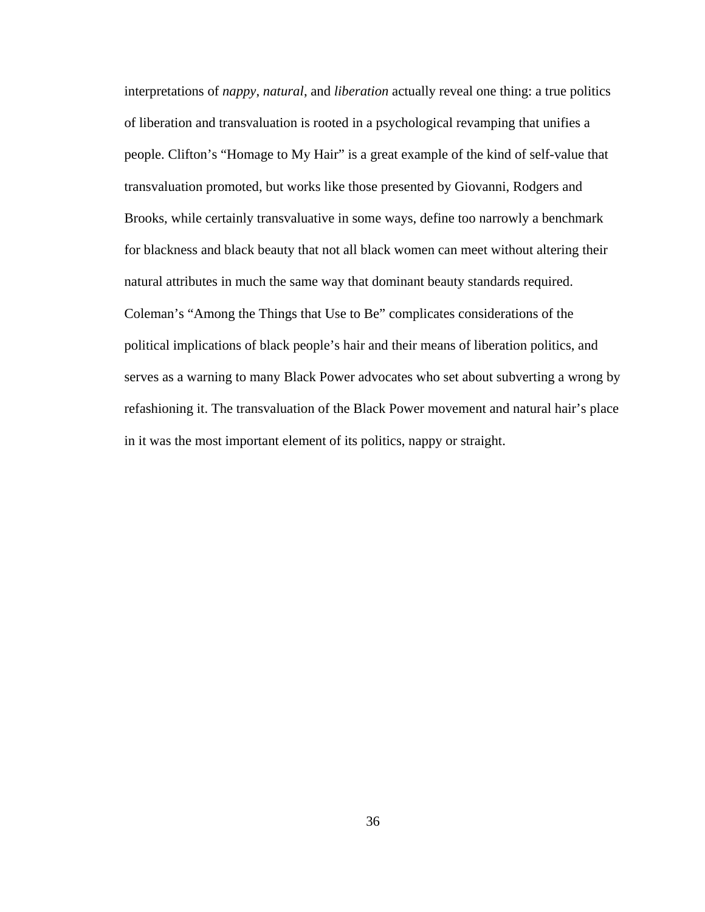interpretations of *nappy*, *natural*, and *liberation* actually reveal one thing: a true politics of liberation and transvaluation is rooted in a psychological revamping that unifies a people. Clifton's "Homage to My Hair" is a great example of the kind of self-value that transvaluation promoted, but works like those presented by Giovanni, Rodgers and Brooks, while certainly transvaluative in some ways, define too narrowly a benchmark for blackness and black beauty that not all black women can meet without altering their natural attributes in much the same way that dominant beauty standards required. Coleman's "Among the Things that Use to Be" complicates considerations of the political implications of black people's hair and their means of liberation politics, and serves as a warning to many Black Power advocates who set about subverting a wrong by refashioning it. The transvaluation of the Black Power movement and natural hair's place in it was the most important element of its politics, nappy or straight.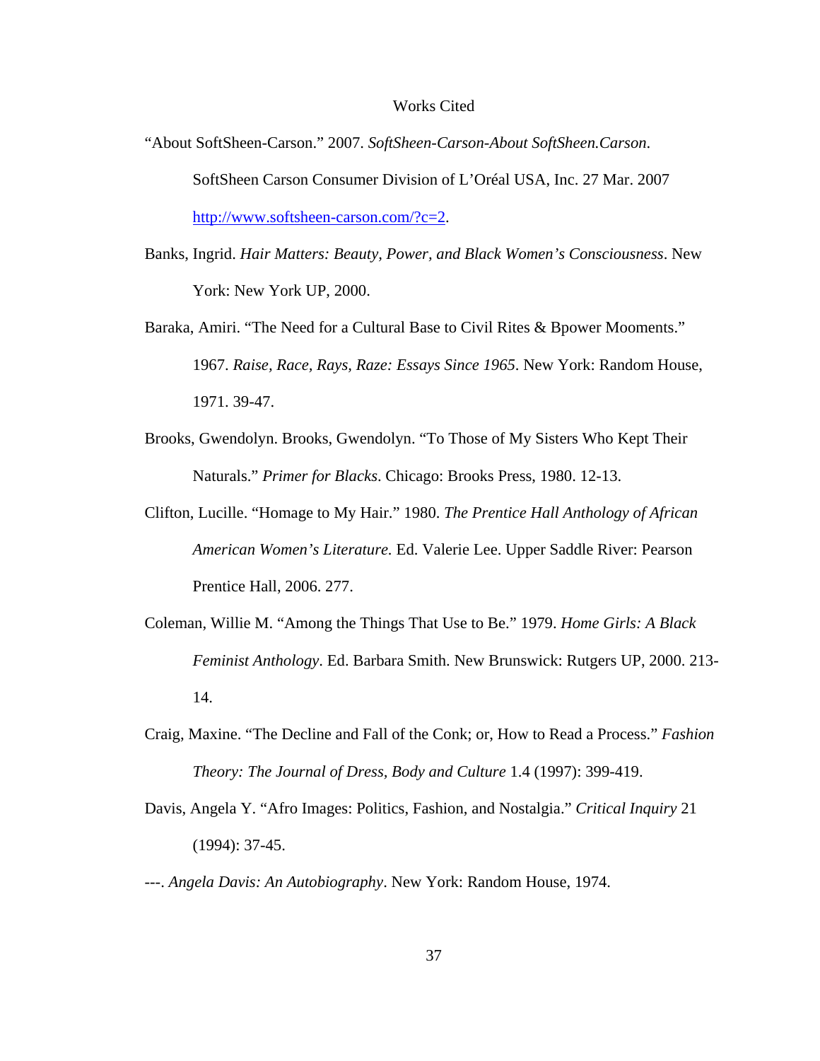# Works Cited

"About SoftSheen-Carson." 2007. *SoftSheen-Carson-About SoftSheen.Carson*. SoftSheen Carson Consumer Division of L'Oréal USA, Inc. 27 Mar. 2007 http://www.softsheen-carson.com/?c=2.

Banks, Ingrid. *Hair Matters: Beauty, Power, and Black Women's Consciousness*. New York: New York UP, 2000.

Baraka, Amiri. "The Need for a Cultural Base to Civil Rites & Bpower Mooments." 1967. *Raise, Race, Rays, Raze: Essays Since 1965*. New York: Random House, 1971. 39-47.

Brooks, Gwendolyn. Brooks, Gwendolyn. "To Those of My Sisters Who Kept Their Naturals." *Primer for Blacks*. Chicago: Brooks Press, 1980. 12-13.

Clifton, Lucille. "Homage to My Hair." 1980. *The Prentice Hall Anthology of African American Women's Literature.* Ed. Valerie Lee. Upper Saddle River: Pearson Prentice Hall, 2006. 277.

Coleman, Willie M. "Among the Things That Use to Be." 1979. *Home Girls: A Black Feminist Anthology*. Ed. Barbara Smith. New Brunswick: Rutgers UP, 2000. 213-14.

Craig, Maxine. "The Decline and Fall of the Conk; or, How to Read a Process." *Fashion Theory: The Journal of Dress, Body and Culture* 1.4 (1997): 399-419.

Davis, Angela Y. "Afro Images: Politics, Fashion, and Nostalgia." *Critical Inquiry* 21 (1994): 37-45.

---. *Angela Davis: An Autobiography*. New York: Random House, 1974.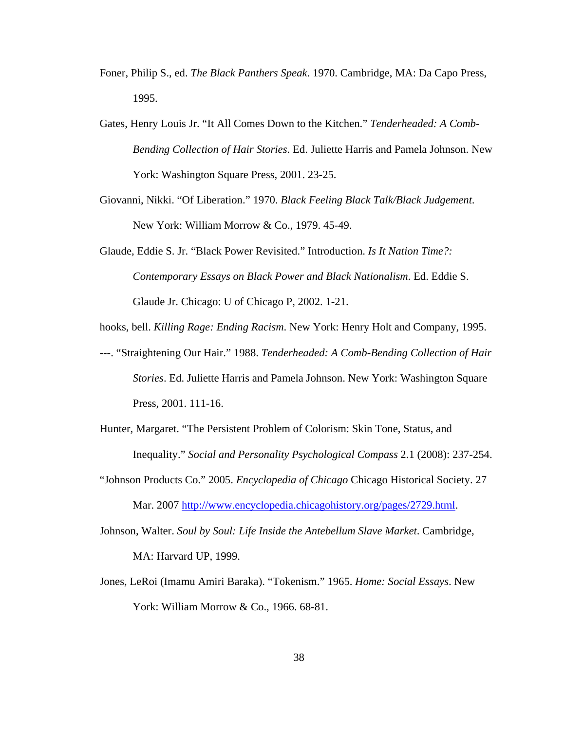Foner, Philip S., ed. *The Black Panthers Speak*. 1970. Cambridge, MA: Da Capo Press, 1995.

Gates, Henry Louis Jr. "It All Comes Down to the Kitchen." *Tenderheaded: A Comb-Bending Collection of Hair Stories*. Ed. Juliette Harris and Pamela Johnson. New York: Washington Square Press, 2001. 23-25.

Giovanni, Nikki. "Of Liberation." 1970. *Black Feeling Black Talk/Black Judgement*. New York: William Morrow & Co., 1979. 45-49.

Glaude, Eddie S. Jr. "Black Power Revisited." Introduction. *Is It Nation Time?: Contemporary Essays on Black Power and Black Nationalism*. Ed. Eddie S. Glaude Jr. Chicago: U of Chicago P, 2002. 1-21.

hooks, bell. *Killing Rage: Ending Racism*. New York: Henry Holt and Company, 1995.

---. "Straightening Our Hair." 1988. *Tenderheaded: A Comb-Bending Collection of Hair Stories*. Ed. Juliette Harris and Pamela Johnson. New York: Washington Square Press, 2001. 111-16.

Hunter, Margaret. "The Persistent Problem of Colorism: Skin Tone, Status, and Inequality." *Social and Personality Psychological Compass* 2.1 (2008): 237-254.

"Johnson Products Co." 2005. *Encyclopedia of Chicago* Chicago Historical Society. 27 Mar. 2007 [http://www.encyclopedia.chicagohistory.org/pages/2729.html](http://www.encyclopedia.chicagohistory.org/pages/2729.html).

Johnson, Walter. *Soul by Soul: Life Inside the Antebellum Slave Market*. Cambridge, MA: Harvard UP, 1999.

Jones, LeRoi (Imamu Amiri Baraka). "Tokenism." 1965. *Home: Social Essays*. New York: William Morrow & Co., 1966. 68-81.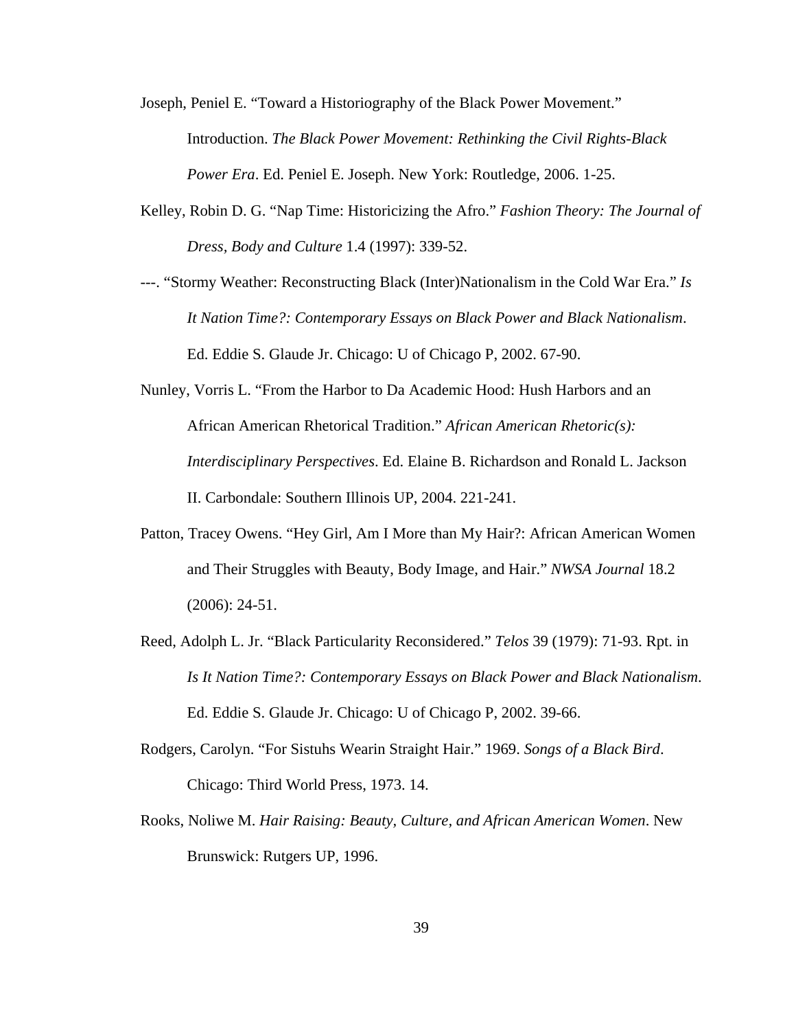Joseph, Peniel E. “Toward a Historiography of the Black Power Movement.” Introduction. *The Black Power Movement: Rethinking the Civil Rights-Black Power Era*. Ed. Peniel E. Joseph. New York: Routledge, 2006. 1-25.

Kelley, Robin D. G. “Nap Time: Historicizing the Afro.” *Fashion Theory: The Journal of Dress, Body and Culture* 1.4 (1997): 339-52.

---. “Stormy Weather: Reconstructing Black (Inter)Nationalism in the Cold War Era.” *Is It Nation Time?: Contemporary Essays on Black Power and Black Nationalism*. Ed. Eddie S. Glaude Jr. Chicago: U of Chicago P, 2002. 67-90.

Nunley, Vorris L. “From the Harbor to Da Academic Hood: Hush Harbors and an African American Rhetorical Tradition.” *African American Rhetoric(s): Interdisciplinary Perspectives*. Ed. Elaine B. Richardson and Ronald L. Jackson II. Carbondale: Southern Illinois UP, 2004. 221-241.

Patton, Tracey Owens. “Hey Girl, Am I More than My Hair?: African American Women and Their Struggles with Beauty, Body Image, and Hair.” *NWSA Journal* 18.2 (2006): 24-51.

Reed, Adolph L. Jr. “Black Particularity Reconsidered.” *Telos* 39 (1979): 71-93. Rpt. in *Is It Nation Time?: Contemporary Essays on Black Power and Black Nationalism*. Ed. Eddie S. Glaude Jr. Chicago: U of Chicago P, 2002. 39-66.

Rodgers, Carolyn. “For Sistuhs Wearin Straight Hair.” 1969. *Songs of a Black Bird*. Chicago: Third World Press, 1973. 14.

Rooks, Noliwe M. *Hair Raising: Beauty, Culture, and African American Women*. New Brunswick: Rutgers UP, 1996.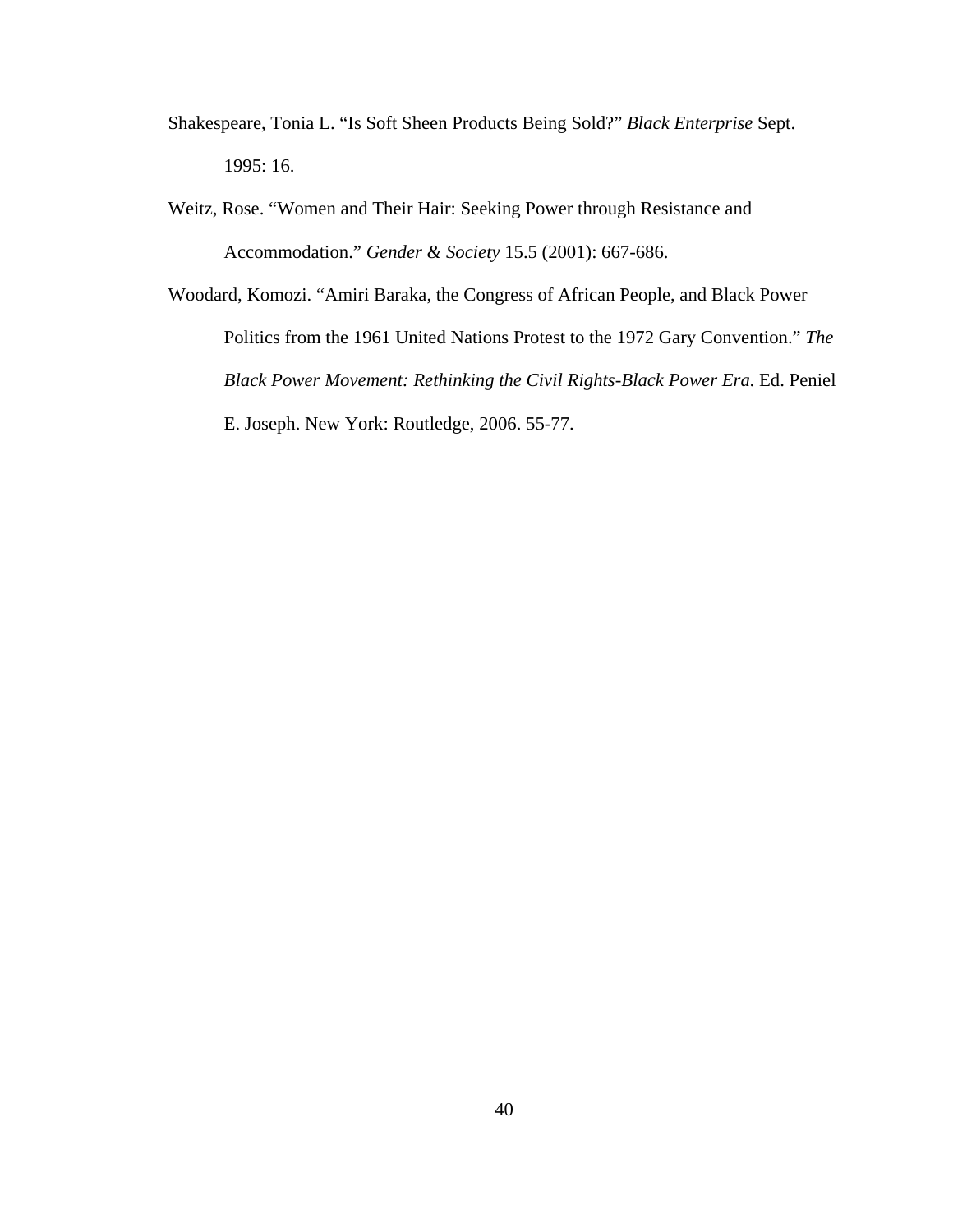Shakespeare, Tonia L. "Is Soft Sheen Products Being Sold?" *Black Enterprise* Sept. 1995: 16.

Weitz, Rose. "Women and Their Hair: Seeking Power through Resistance and Accommodation." *Gender & Society* 15.5 (2001): 667-686.

Woodard, Komozi. "Amiri Baraka, the Congress of African People, and Black Power Politics from the 1961 United Nations Protest to the 1972 Gary Convention." *The Black Power Movement: Rethinking the Civil Rights-Black Power Era.* Ed. Peniel E. Joseph. New York: Routledge, 2006. 55-77.